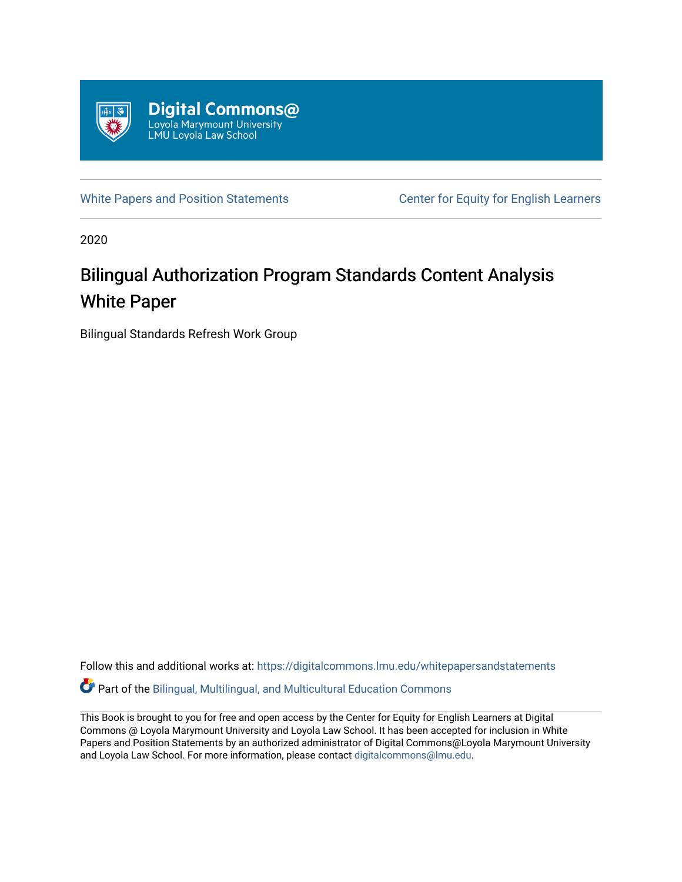Digital Commons@
Loyola Marymount University
LMU Loyola Law School

White Papers and Position Statements

Center for Equity for English Learners

2020

# Bilingual Authorization Program Standards Content Analysis White Paper

Bilingual Standards Refresh Work Group

Follow this and additional works at: https://digitalcommons.lmu.edu/whitepapersandstatements

Part of the Bilingual, Multilingual, and Multicultural Education Commons

This Book is brought to you for free and open access by the Center for Equity for English Learners at Digital Commons @ Loyola Marymount University and Loyola Law School. It has been accepted for inclusion in White Papers and Position Statements by an authorized administrator of Digital Commons@Loyola Marymount University and Loyola Law School. For more information, please contact digitalcommons@lmu.edu.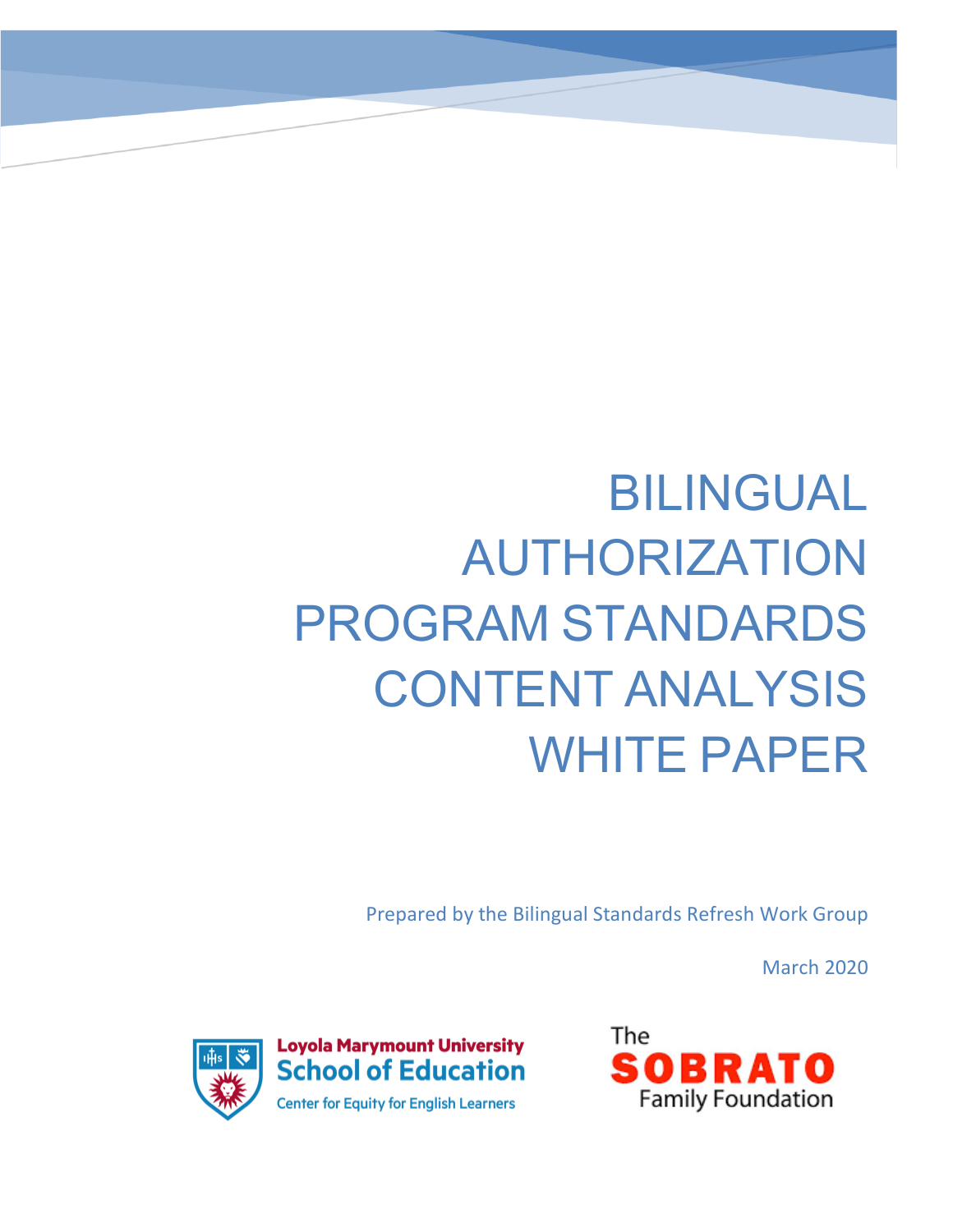# BILINGUAL AUTHORIZATION PROGRAM STANDARDS CONTENT ANALYSIS WHITE PAPER

Prepared by the Bilingual Standards Refresh Work Group

March 2020

Loyola Marymount University
School of Education
Center for Equity for English Learners

The SOBRATO Family Foundation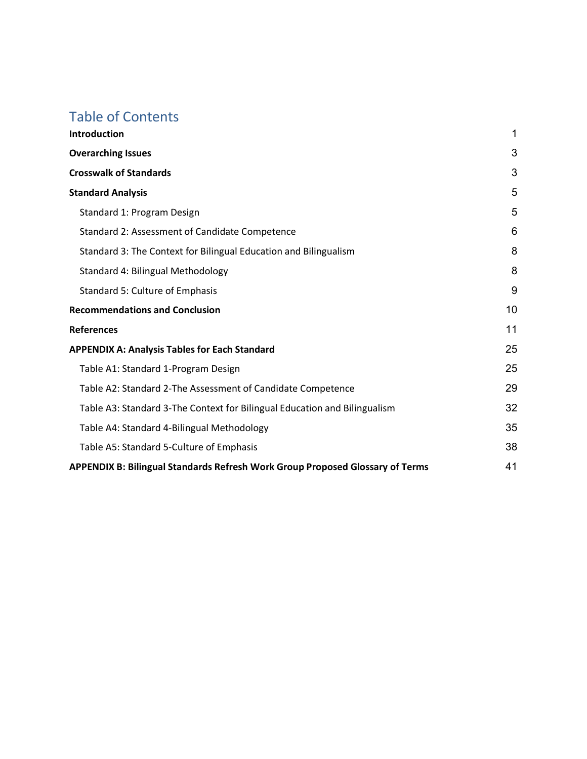# Table of Contents

| | |
|---|---|
| **Introduction** | 1 |
| **Overarching Issues** | 3 |
| **Crosswalk of Standards** | 3 |
| **Standard Analysis** | 5 |
| Standard 1: Program Design | 5 |
| Standard 2: Assessment of Candidate Competence | 6 |
| Standard 3: The Context for Bilingual Education and Bilingualism | 8 |
| Standard 4: Bilingual Methodology | 8 |
| Standard 5: Culture of Emphasis | 9 |
| **Recommendations and Conclusion** | 10 |
| **References** | 11 |
| **APPENDIX A: Analysis Tables for Each Standard** | 25 |
| Table A1: Standard 1-Program Design | 25 |
| Table A2: Standard 2-The Assessment of Candidate Competence | 29 |
| Table A3: Standard 3-The Context for Bilingual Education and Bilingualism | 32 |
| Table A4: Standard 4-Bilingual Methodology | 35 |
| Table A5: Standard 5-Culture of Emphasis | 38 |
| **APPENDIX B: Bilingual Standards Refresh Work Group Proposed Glossary of Terms** | 41 |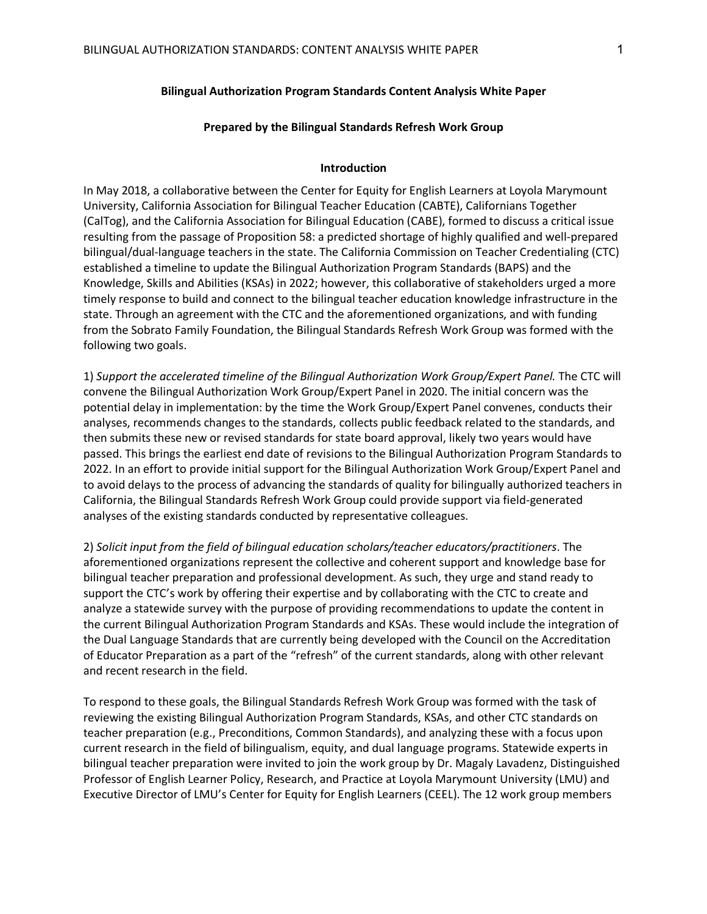**Bilingual Authorization Program Standards Content Analysis White Paper**

**Prepared by the Bilingual Standards Refresh Work Group**

## Introduction

In May 2018, a collaborative between the Center for Equity for English Learners at Loyola Marymount University, California Association for Bilingual Teacher Education (CABTE), Californians Together (CalTog), and the California Association for Bilingual Education (CABE), formed to discuss a critical issue resulting from the passage of Proposition 58: a predicted shortage of highly qualified and well-prepared bilingual/dual-language teachers in the state. The California Commission on Teacher Credentialing (CTC) established a timeline to update the Bilingual Authorization Program Standards (BAPS) and the Knowledge, Skills and Abilities (KSAs) in 2022; however, this collaborative of stakeholders urged a more timely response to build and connect to the bilingual teacher education knowledge infrastructure in the state. Through an agreement with the CTC and the aforementioned organizations, and with funding from the Sobrato Family Foundation, the Bilingual Standards Refresh Work Group was formed with the following two goals.

1) *Support the accelerated timeline of the Bilingual Authorization Work Group/Expert Panel.* The CTC will convene the Bilingual Authorization Work Group/Expert Panel in 2020. The initial concern was the potential delay in implementation: by the time the Work Group/Expert Panel convenes, conducts their analyses, recommends changes to the standards, collects public feedback related to the standards, and then submits these new or revised standards for state board approval, likely two years would have passed. This brings the earliest end date of revisions to the Bilingual Authorization Program Standards to 2022. In an effort to provide initial support for the Bilingual Authorization Work Group/Expert Panel and to avoid delays to the process of advancing the standards of quality for bilingually authorized teachers in California, the Bilingual Standards Refresh Work Group could provide support via field-generated analyses of the existing standards conducted by representative colleagues.

2) *Solicit input from the field of bilingual education scholars/teacher educators/practitioners*. The aforementioned organizations represent the collective and coherent support and knowledge base for bilingual teacher preparation and professional development. As such, they urge and stand ready to support the CTC's work by offering their expertise and by collaborating with the CTC to create and analyze a statewide survey with the purpose of providing recommendations to update the content in the current Bilingual Authorization Program Standards and KSAs. These would include the integration of the Dual Language Standards that are currently being developed with the Council on the Accreditation of Educator Preparation as a part of the "refresh" of the current standards, along with other relevant and recent research in the field.

To respond to these goals, the Bilingual Standards Refresh Work Group was formed with the task of reviewing the existing Bilingual Authorization Program Standards, KSAs, and other CTC standards on teacher preparation (e.g., Preconditions, Common Standards), and analyzing these with a focus upon current research in the field of bilingualism, equity, and dual language programs. Statewide experts in bilingual teacher preparation were invited to join the work group by Dr. Magaly Lavadenz, Distinguished Professor of English Learner Policy, Research, and Practice at Loyola Marymount University (LMU) and Executive Director of LMU's Center for Equity for English Learners (CEEL). The 12 work group members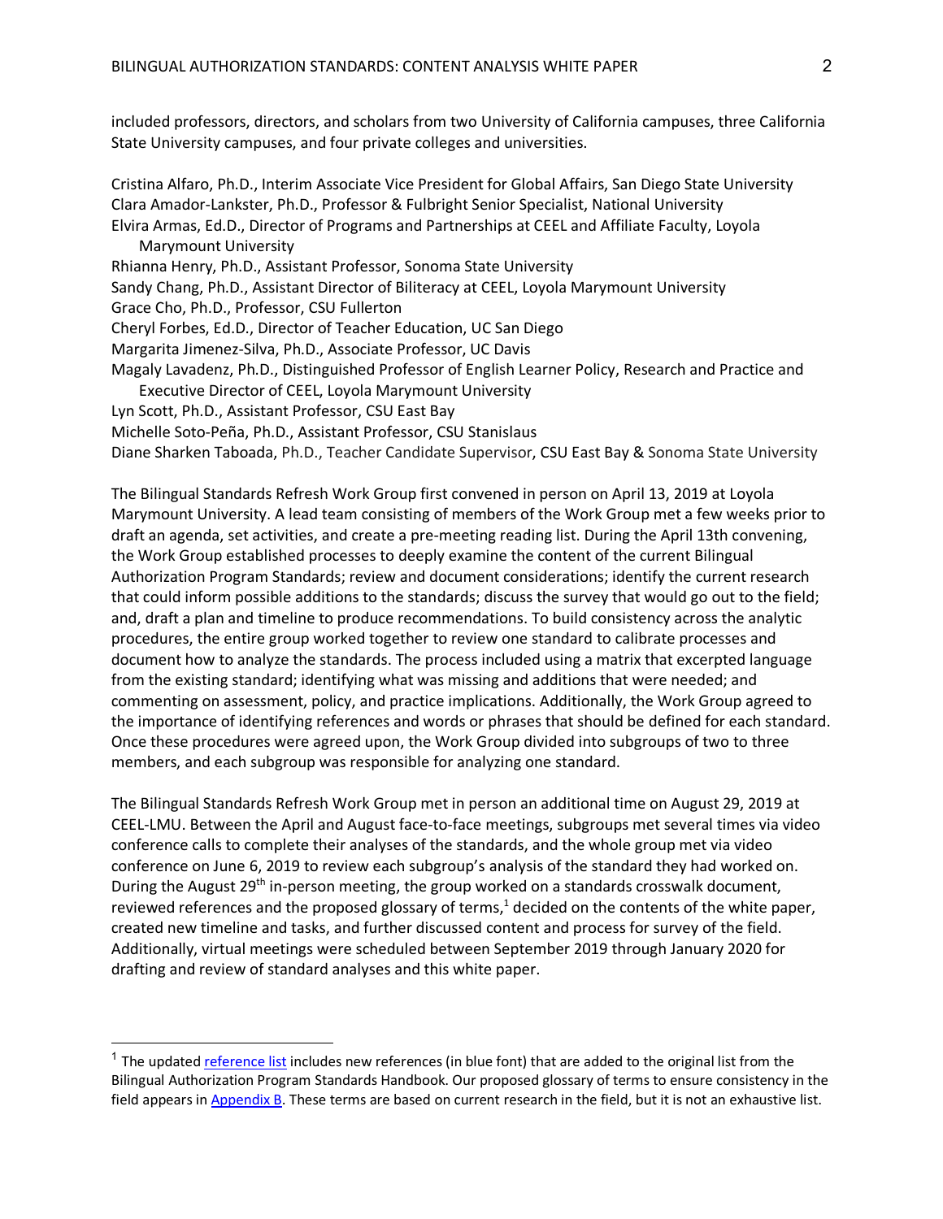included professors, directors, and scholars from two University of California campuses, three California State University campuses, and four private colleges and universities.

Cristina Alfaro, Ph.D., Interim Associate Vice President for Global Affairs, San Diego State University
Clara Amador-Lankster, Ph.D., Professor & Fulbright Senior Specialist, National University
Elvira Armas, Ed.D., Director of Programs and Partnerships at CEEL and Affiliate Faculty, Loyola Marymount University
Rhianna Henry, Ph.D., Assistant Professor, Sonoma State University
Sandy Chang, Ph.D., Assistant Director of Biliteracy at CEEL, Loyola Marymount University
Grace Cho, Ph.D., Professor, CSU Fullerton
Cheryl Forbes, Ed.D., Director of Teacher Education, UC San Diego
Margarita Jimenez-Silva, Ph.D., Associate Professor, UC Davis
Magaly Lavadenz, Ph.D., Distinguished Professor of English Learner Policy, Research and Practice and Executive Director of CEEL, Loyola Marymount University
Lyn Scott, Ph.D., Assistant Professor, CSU East Bay
Michelle Soto-Peña, Ph.D., Assistant Professor, CSU Stanislaus
Diane Sharken Taboada, Ph.D., Teacher Candidate Supervisor, CSU East Bay & Sonoma State University

The Bilingual Standards Refresh Work Group first convened in person on April 13, 2019 at Loyola Marymount University. A lead team consisting of members of the Work Group met a few weeks prior to draft an agenda, set activities, and create a pre-meeting reading list. During the April 13th convening, the Work Group established processes to deeply examine the content of the current Bilingual Authorization Program Standards; review and document considerations; identify the current research that could inform possible additions to the standards; discuss the survey that would go out to the field; and, draft a plan and timeline to produce recommendations. To build consistency across the analytic procedures, the entire group worked together to review one standard to calibrate processes and document how to analyze the standards. The process included using a matrix that excerpted language from the existing standard; identifying what was missing and additions that were needed; and commenting on assessment, policy, and practice implications. Additionally, the Work Group agreed to the importance of identifying references and words or phrases that should be defined for each standard. Once these procedures were agreed upon, the Work Group divided into subgroups of two to three members, and each subgroup was responsible for analyzing one standard.

The Bilingual Standards Refresh Work Group met in person an additional time on August 29, 2019 at CEEL-LMU. Between the April and August face-to-face meetings, subgroups met several times via video conference calls to complete their analyses of the standards, and the whole group met via video conference on June 6, 2019 to review each subgroup's analysis of the standard they had worked on. During the August 29th in-person meeting, the group worked on a standards crosswalk document, reviewed references and the proposed glossary of terms,[1] decided on the contents of the white paper, created new timeline and tasks, and further discussed content and process for survey of the field. Additionally, virtual meetings were scheduled between September 2019 through January 2020 for drafting and review of standard analyses and this white paper.

[1] The updated reference list includes new references (in blue font) that are added to the original list from the Bilingual Authorization Program Standards Handbook. Our proposed glossary of terms to ensure consistency in the field appears in Appendix B. These terms are based on current research in the field, but it is not an exhaustive list.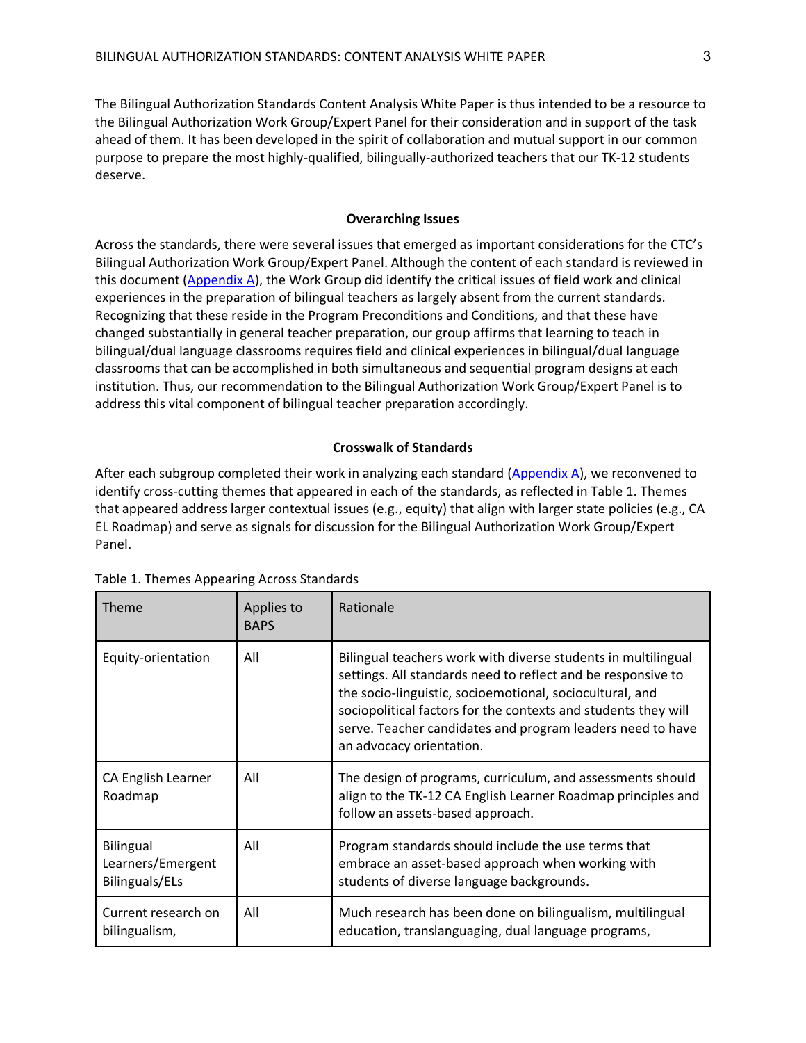The Bilingual Authorization Standards Content Analysis White Paper is thus intended to be a resource to the Bilingual Authorization Work Group/Expert Panel for their consideration and in support of the task ahead of them. It has been developed in the spirit of collaboration and mutual support in our common purpose to prepare the most highly-qualified, bilingually-authorized teachers that our TK-12 students deserve.

## Overarching Issues

Across the standards, there were several issues that emerged as important considerations for the CTC's Bilingual Authorization Work Group/Expert Panel. Although the content of each standard is reviewed in this document (Appendix A), the Work Group did identify the critical issues of field work and clinical experiences in the preparation of bilingual teachers as largely absent from the current standards. Recognizing that these reside in the Program Preconditions and Conditions, and that these have changed substantially in general teacher preparation, our group affirms that learning to teach in bilingual/dual language classrooms requires field and clinical experiences in bilingual/dual language classrooms that can be accomplished in both simultaneous and sequential program designs at each institution. Thus, our recommendation to the Bilingual Authorization Work Group/Expert Panel is to address this vital component of bilingual teacher preparation accordingly.

## Crosswalk of Standards

After each subgroup completed their work in analyzing each standard (Appendix A), we reconvened to identify cross-cutting themes that appeared in each of the standards, as reflected in Table 1. Themes that appeared address larger contextual issues (e.g., equity) that align with larger state policies (e.g., CA EL Roadmap) and serve as signals for discussion for the Bilingual Authorization Work Group/Expert Panel.

Table 1. Themes Appearing Across Standards

| Theme | Applies to BAPS | Rationale |
|---|---|---|
| Equity-orientation | All | Bilingual teachers work with diverse students in multilingual settings. All standards need to reflect and be responsive to the socio-linguistic, socioemotional, sociocultural, and sociopolitical factors for the contexts and students they will serve. Teacher candidates and program leaders need to have an advocacy orientation. |
| CA English Learner Roadmap | All | The design of programs, curriculum, and assessments should align to the TK-12 CA English Learner Roadmap principles and follow an assets-based approach. |
| Bilingual Learners/Emergent Bilinguals/ELs | All | Program standards should include the use terms that embrace an asset-based approach when working with students of diverse language backgrounds. |
| Current research on bilingualism, | All | Much research has been done on bilingualism, multilingual education, translanguaging, dual language programs, |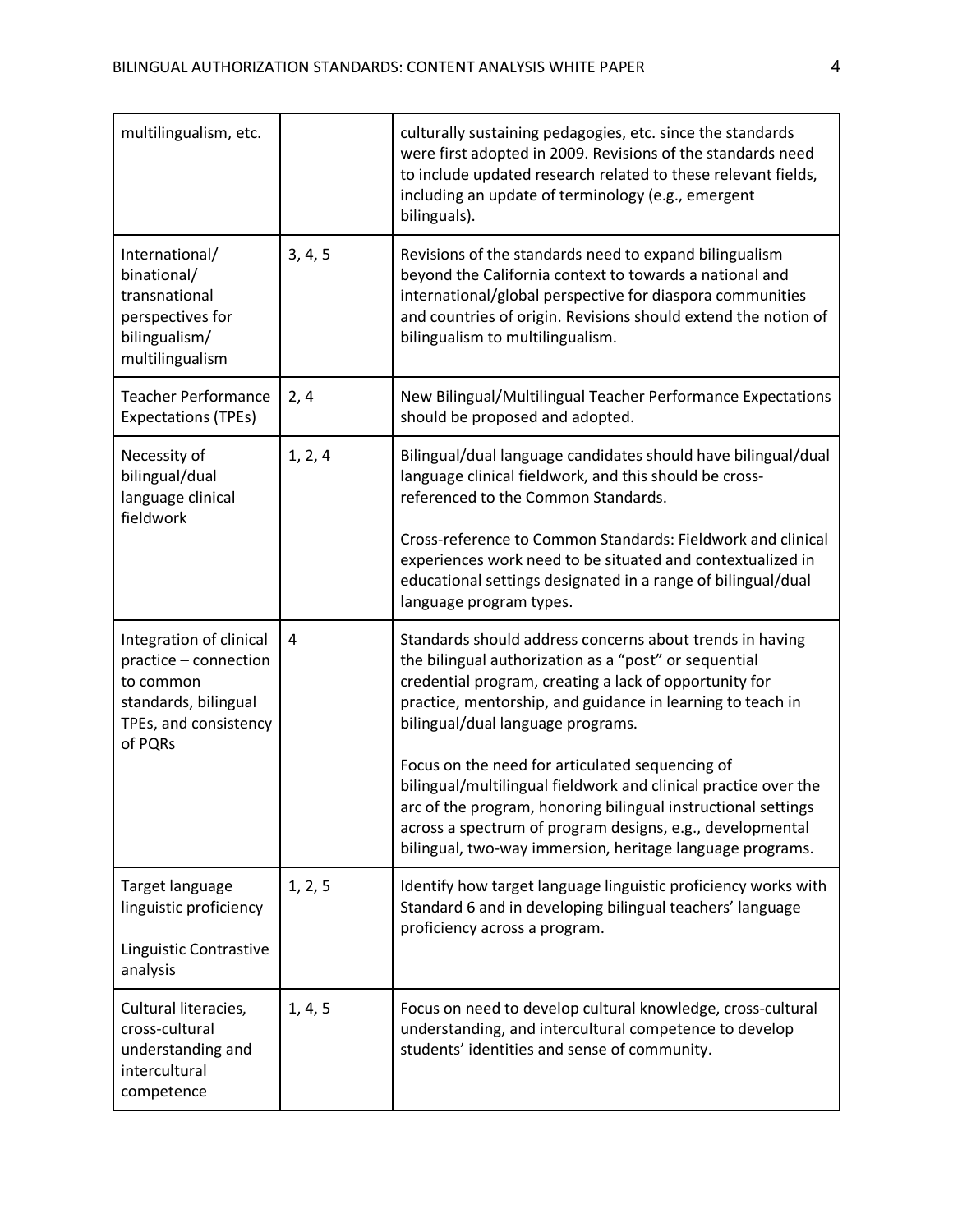| | | |
|---|---|---|
| multilingualism, etc. | | culturally sustaining pedagogies, etc. since the standards were first adopted in 2009. Revisions of the standards need to include updated research related to these relevant fields, including an update of terminology (e.g., emergent bilinguals). |
| International/ binational/ transnational perspectives for bilingualism/ multilingualism | 3, 4, 5 | Revisions of the standards need to expand bilingualism beyond the California context to towards a national and international/global perspective for diaspora communities and countries of origin. Revisions should extend the notion of bilingualism to multilingualism. |
| Teacher Performance Expectations (TPEs) | 2, 4 | New Bilingual/Multilingual Teacher Performance Expectations should be proposed and adopted. |
| Necessity of bilingual/dual language clinical fieldwork | 1, 2, 4 | Bilingual/dual language candidates should have bilingual/dual language clinical fieldwork, and this should be cross-referenced to the Common Standards.<br><br>Cross-reference to Common Standards: Fieldwork and clinical experiences work need to be situated and contextualized in educational settings designated in a range of bilingual/dual language program types. |
| Integration of clinical practice – connection to common standards, bilingual TPEs, and consistency of PQRs | 4 | Standards should address concerns about trends in having the bilingual authorization as a "post" or sequential credential program, creating a lack of opportunity for practice, mentorship, and guidance in learning to teach in bilingual/dual language programs.<br><br>Focus on the need for articulated sequencing of bilingual/multilingual fieldwork and clinical practice over the arc of the program, honoring bilingual instructional settings across a spectrum of program designs, e.g., developmental bilingual, two-way immersion, heritage language programs. |
| Target language linguistic proficiency<br><br>Linguistic Contrastive analysis | 1, 2, 5 | Identify how target language linguistic proficiency works with Standard 6 and in developing bilingual teachers' language proficiency across a program. |
| Cultural literacies, cross-cultural understanding and intercultural competence | 1, 4, 5 | Focus on need to develop cultural knowledge, cross-cultural understanding, and intercultural competence to develop students' identities and sense of community. |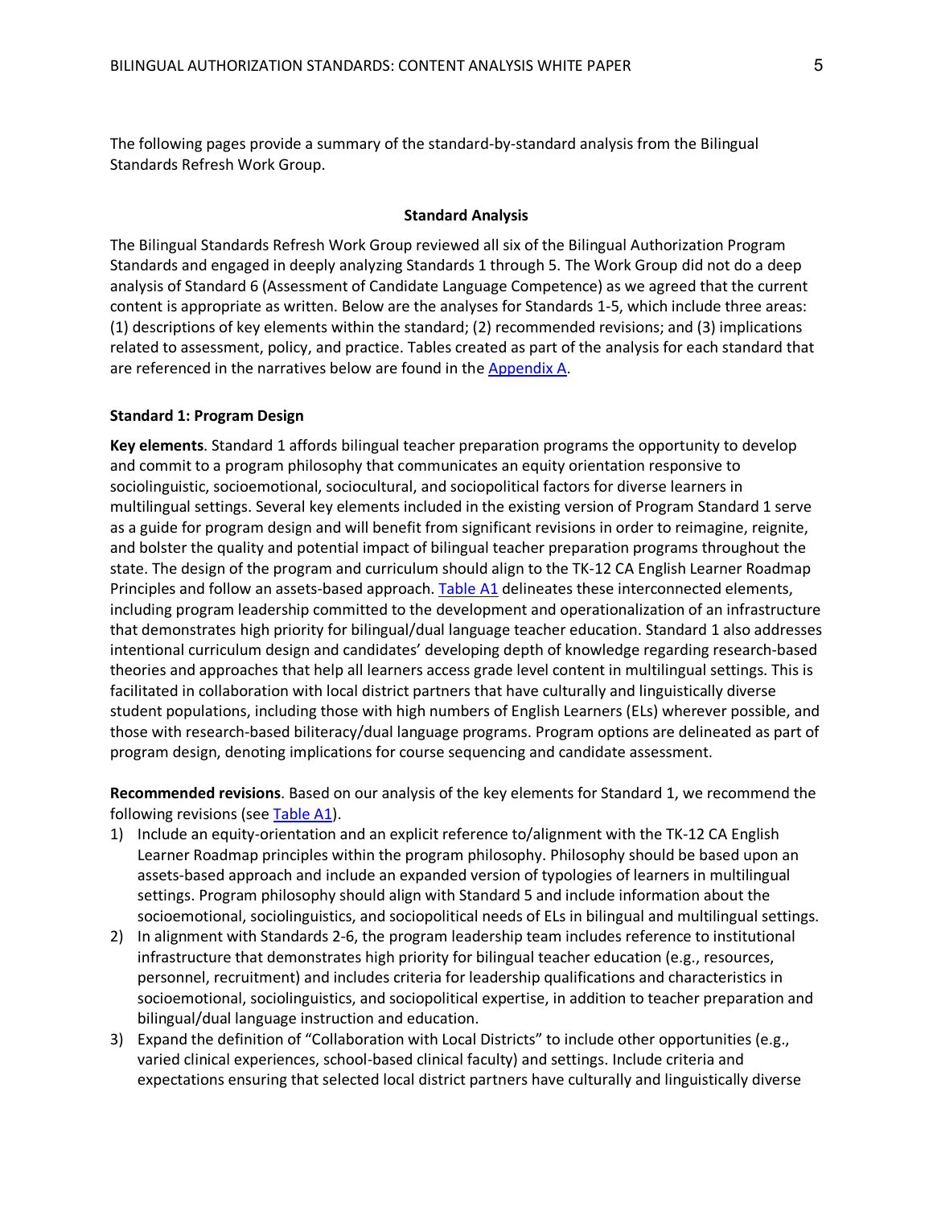The following pages provide a summary of the standard-by-standard analysis from the Bilingual Standards Refresh Work Group.

## Standard Analysis

The Bilingual Standards Refresh Work Group reviewed all six of the Bilingual Authorization Program Standards and engaged in deeply analyzing Standards 1 through 5. The Work Group did not do a deep analysis of Standard 6 (Assessment of Candidate Language Competence) as we agreed that the current content is appropriate as written. Below are the analyses for Standards 1-5, which include three areas: (1) descriptions of key elements within the standard; (2) recommended revisions; and (3) implications related to assessment, policy, and practice. Tables created as part of the analysis for each standard that are referenced in the narratives below are found in the Appendix A.

### Standard 1: Program Design

**Key elements**. Standard 1 affords bilingual teacher preparation programs the opportunity to develop and commit to a program philosophy that communicates an equity orientation responsive to sociolinguistic, socioemotional, sociocultural, and sociopolitical factors for diverse learners in multilingual settings. Several key elements included in the existing version of Program Standard 1 serve as a guide for program design and will benefit from significant revisions in order to reimagine, reignite, and bolster the quality and potential impact of bilingual teacher preparation programs throughout the state. The design of the program and curriculum should align to the TK-12 CA English Learner Roadmap Principles and follow an assets-based approach. Table A1 delineates these interconnected elements, including program leadership committed to the development and operationalization of an infrastructure that demonstrates high priority for bilingual/dual language teacher education. Standard 1 also addresses intentional curriculum design and candidates' developing depth of knowledge regarding research-based theories and approaches that help all learners access grade level content in multilingual settings. This is facilitated in collaboration with local district partners that have culturally and linguistically diverse student populations, including those with high numbers of English Learners (ELs) wherever possible, and those with research-based biliteracy/dual language programs. Program options are delineated as part of program design, denoting implications for course sequencing and candidate assessment.

**Recommended revisions**. Based on our analysis of the key elements for Standard 1, we recommend the following revisions (see Table A1).

1) Include an equity-orientation and an explicit reference to/alignment with the TK-12 CA English Learner Roadmap principles within the program philosophy. Philosophy should be based upon an assets-based approach and include an expanded version of typologies of learners in multilingual settings. Program philosophy should align with Standard 5 and include information about the socioemotional, sociolinguistics, and sociopolitical needs of ELs in bilingual and multilingual settings.
2) In alignment with Standards 2-6, the program leadership team includes reference to institutional infrastructure that demonstrates high priority for bilingual teacher education (e.g., resources, personnel, recruitment) and includes criteria for leadership qualifications and characteristics in socioemotional, sociolinguistics, and sociopolitical expertise, in addition to teacher preparation and bilingual/dual language instruction and education.
3) Expand the definition of "Collaboration with Local Districts" to include other opportunities (e.g., varied clinical experiences, school-based clinical faculty) and settings. Include criteria and expectations ensuring that selected local district partners have culturally and linguistically diverse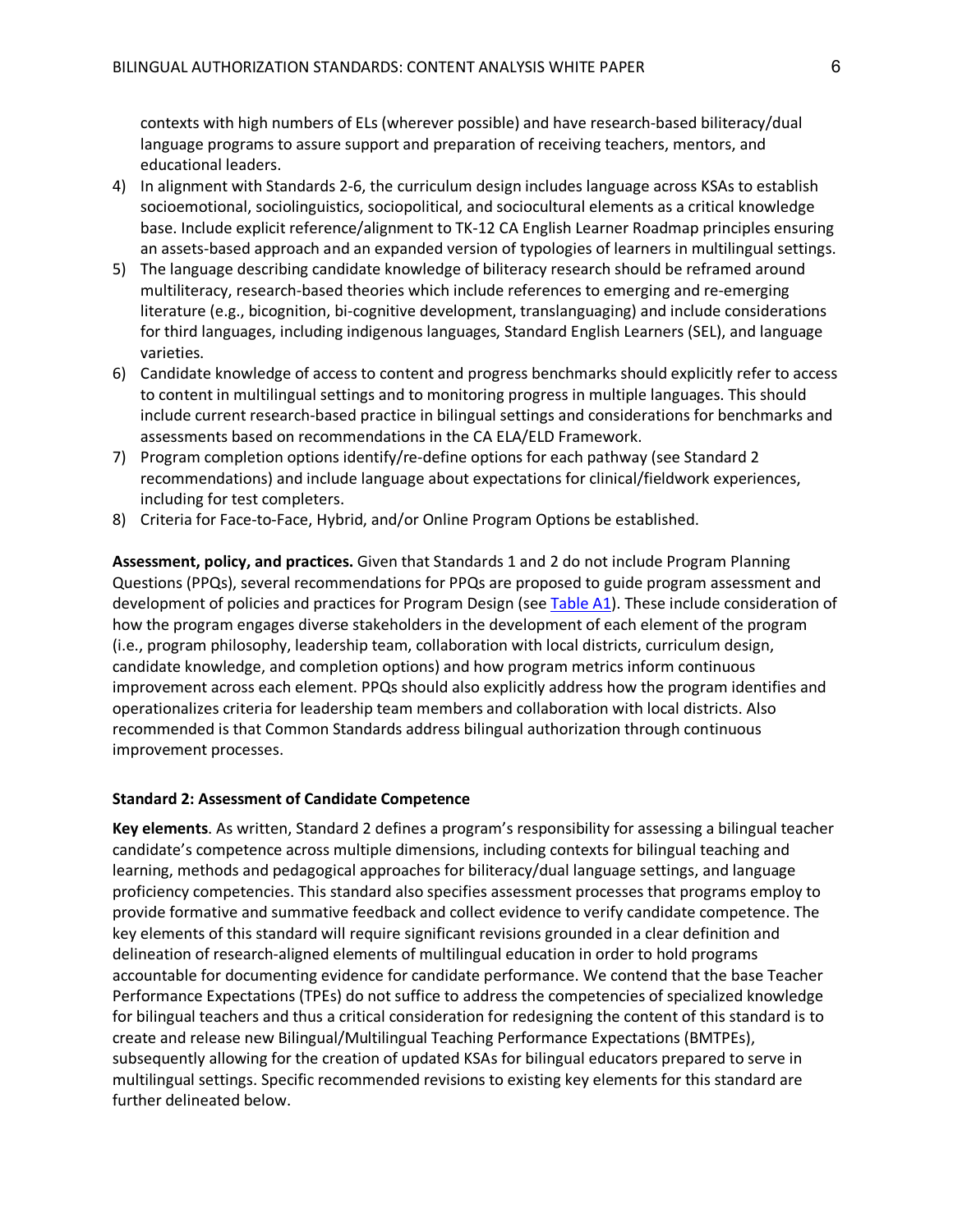contexts with high numbers of ELs (wherever possible) and have research-based biliteracy/dual language programs to assure support and preparation of receiving teachers, mentors, and educational leaders.

4) In alignment with Standards 2-6, the curriculum design includes language across KSAs to establish socioemotional, sociolinguistics, sociopolitical, and sociocultural elements as a critical knowledge base. Include explicit reference/alignment to TK-12 CA English Learner Roadmap principles ensuring an assets-based approach and an expanded version of typologies of learners in multilingual settings.
5) The language describing candidate knowledge of biliteracy research should be reframed around multiliteracy, research-based theories which include references to emerging and re-emerging literature (e.g., bicognition, bi-cognitive development, translanguaging) and include considerations for third languages, including indigenous languages, Standard English Learners (SEL), and language varieties.
6) Candidate knowledge of access to content and progress benchmarks should explicitly refer to access to content in multilingual settings and to monitoring progress in multiple languages. This should include current research-based practice in bilingual settings and considerations for benchmarks and assessments based on recommendations in the CA ELA/ELD Framework.
7) Program completion options identify/re-define options for each pathway (see Standard 2 recommendations) and include language about expectations for clinical/fieldwork experiences, including for test completers.
8) Criteria for Face-to-Face, Hybrid, and/or Online Program Options be established.

**Assessment, policy, and practices.** Given that Standards 1 and 2 do not include Program Planning Questions (PPQs), several recommendations for PPQs are proposed to guide program assessment and development of policies and practices for Program Design (see Table A1). These include consideration of how the program engages diverse stakeholders in the development of each element of the program (i.e., program philosophy, leadership team, collaboration with local districts, curriculum design, candidate knowledge, and completion options) and how program metrics inform continuous improvement across each element. PPQs should also explicitly address how the program identifies and operationalizes criteria for leadership team members and collaboration with local districts. Also recommended is that Common Standards address bilingual authorization through continuous improvement processes.

### Standard 2: Assessment of Candidate Competence

**Key elements**. As written, Standard 2 defines a program's responsibility for assessing a bilingual teacher candidate's competence across multiple dimensions, including contexts for bilingual teaching and learning, methods and pedagogical approaches for biliteracy/dual language settings, and language proficiency competencies. This standard also specifies assessment processes that programs employ to provide formative and summative feedback and collect evidence to verify candidate competence. The key elements of this standard will require significant revisions grounded in a clear definition and delineation of research-aligned elements of multilingual education in order to hold programs accountable for documenting evidence for candidate performance. We contend that the base Teacher Performance Expectations (TPEs) do not suffice to address the competencies of specialized knowledge for bilingual teachers and thus a critical consideration for redesigning the content of this standard is to create and release new Bilingual/Multilingual Teaching Performance Expectations (BMTPEs), subsequently allowing for the creation of updated KSAs for bilingual educators prepared to serve in multilingual settings. Specific recommended revisions to existing key elements for this standard are further delineated below.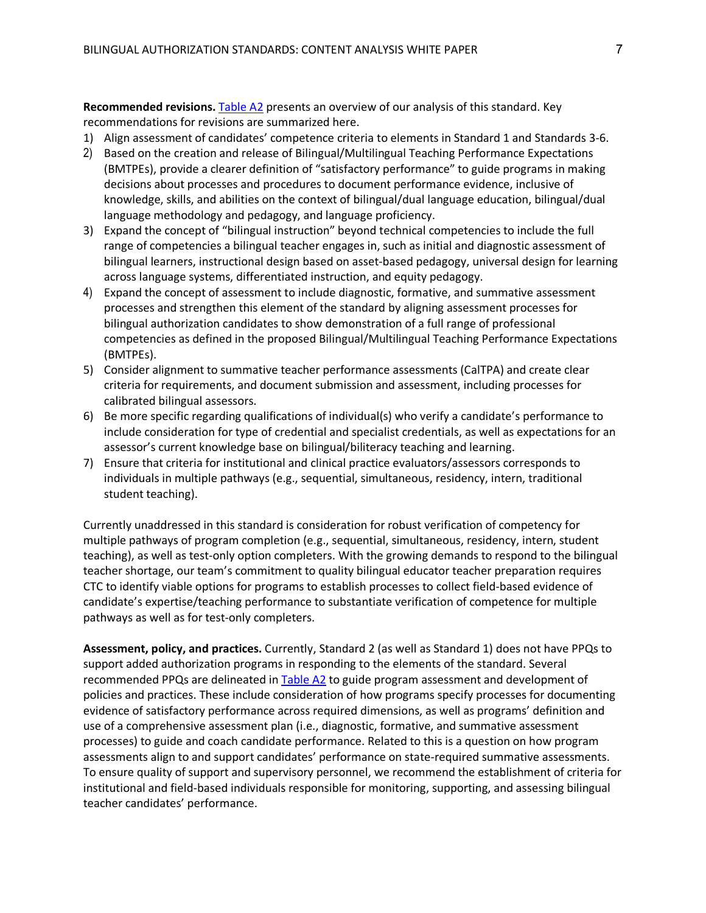**Recommended revisions.** Table A2 presents an overview of our analysis of this standard. Key recommendations for revisions are summarized here.

1) Align assessment of candidates' competence criteria to elements in Standard 1 and Standards 3-6.
2) Based on the creation and release of Bilingual/Multilingual Teaching Performance Expectations (BMTPEs), provide a clearer definition of "satisfactory performance" to guide programs in making decisions about processes and procedures to document performance evidence, inclusive of knowledge, skills, and abilities on the context of bilingual/dual language education, bilingual/dual language methodology and pedagogy, and language proficiency.
3) Expand the concept of "bilingual instruction" beyond technical competencies to include the full range of competencies a bilingual teacher engages in, such as initial and diagnostic assessment of bilingual learners, instructional design based on asset-based pedagogy, universal design for learning across language systems, differentiated instruction, and equity pedagogy.
4) Expand the concept of assessment to include diagnostic, formative, and summative assessment processes and strengthen this element of the standard by aligning assessment processes for bilingual authorization candidates to show demonstration of a full range of professional competencies as defined in the proposed Bilingual/Multilingual Teaching Performance Expectations (BMTPEs).
5) Consider alignment to summative teacher performance assessments (CalTPA) and create clear criteria for requirements, and document submission and assessment, including processes for calibrated bilingual assessors.
6) Be more specific regarding qualifications of individual(s) who verify a candidate's performance to include consideration for type of credential and specialist credentials, as well as expectations for an assessor's current knowledge base on bilingual/biliteracy teaching and learning.
7) Ensure that criteria for institutional and clinical practice evaluators/assessors corresponds to individuals in multiple pathways (e.g., sequential, simultaneous, residency, intern, traditional student teaching).

Currently unaddressed in this standard is consideration for robust verification of competency for multiple pathways of program completion (e.g., sequential, simultaneous, residency, intern, student teaching), as well as test-only option completers. With the growing demands to respond to the bilingual teacher shortage, our team's commitment to quality bilingual educator teacher preparation requires CTC to identify viable options for programs to establish processes to collect field-based evidence of candidate's expertise/teaching performance to substantiate verification of competence for multiple pathways as well as for test-only completers.

**Assessment, policy, and practices.** Currently, Standard 2 (as well as Standard 1) does not have PPQs to support added authorization programs in responding to the elements of the standard. Several recommended PPQs are delineated in Table A2 to guide program assessment and development of policies and practices. These include consideration of how programs specify processes for documenting evidence of satisfactory performance across required dimensions, as well as programs' definition and use of a comprehensive assessment plan (i.e., diagnostic, formative, and summative assessment processes) to guide and coach candidate performance. Related to this is a question on how program assessments align to and support candidates' performance on state-required summative assessments. To ensure quality of support and supervisory personnel, we recommend the establishment of criteria for institutional and field-based individuals responsible for monitoring, supporting, and assessing bilingual teacher candidates' performance.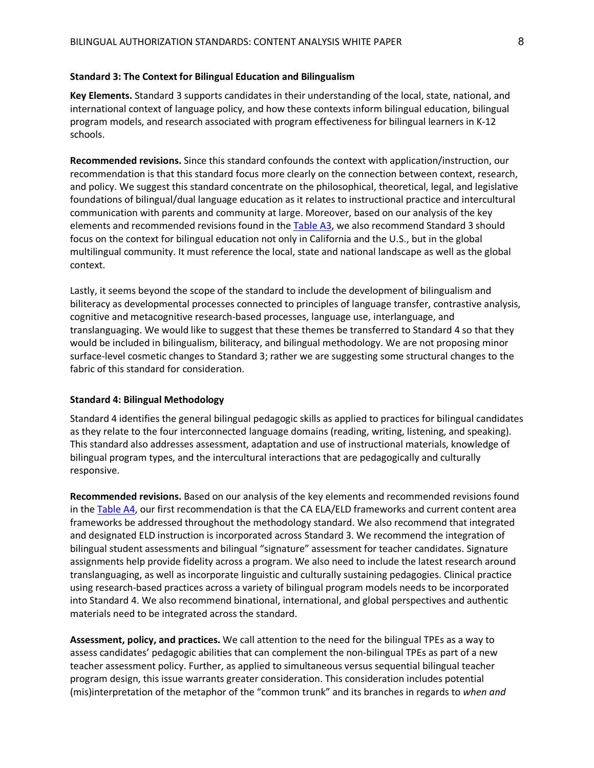### Standard 3: The Context for Bilingual Education and Bilingualism

**Key Elements.** Standard 3 supports candidates in their understanding of the local, state, national, and international context of language policy, and how these contexts inform bilingual education, bilingual program models, and research associated with program effectiveness for bilingual learners in K-12 schools.

**Recommended revisions.** Since this standard confounds the context with application/instruction, our recommendation is that this standard focus more clearly on the connection between context, research, and policy. We suggest this standard concentrate on the philosophical, theoretical, legal, and legislative foundations of bilingual/dual language education as it relates to instructional practice and intercultural communication with parents and community at large. Moreover, based on our analysis of the key elements and recommended revisions found in the Table A3, we also recommend Standard 3 should focus on the context for bilingual education not only in California and the U.S., but in the global multilingual community. It must reference the local, state and national landscape as well as the global context.

Lastly, it seems beyond the scope of the standard to include the development of bilingualism and biliteracy as developmental processes connected to principles of language transfer, contrastive analysis, cognitive and metacognitive research-based processes, language use, interlanguage, and translanguaging. We would like to suggest that these themes be transferred to Standard 4 so that they would be included in bilingualism, biliteracy, and bilingual methodology. We are not proposing minor surface-level cosmetic changes to Standard 3; rather we are suggesting some structural changes to the fabric of this standard for consideration.

### Standard 4: Bilingual Methodology

Standard 4 identifies the general bilingual pedagogic skills as applied to practices for bilingual candidates as they relate to the four interconnected language domains (reading, writing, listening, and speaking). This standard also addresses assessment, adaptation and use of instructional materials, knowledge of bilingual program types, and the intercultural interactions that are pedagogically and culturally responsive.

**Recommended revisions.** Based on our analysis of the key elements and recommended revisions found in the Table A4, our first recommendation is that the CA ELA/ELD frameworks and current content area frameworks be addressed throughout the methodology standard. We also recommend that integrated and designated ELD instruction is incorporated across Standard 3. We recommend the integration of bilingual student assessments and bilingual "signature" assessment for teacher candidates. Signature assignments help provide fidelity across a program. We also need to include the latest research around translanguaging, as well as incorporate linguistic and culturally sustaining pedagogies. Clinical practice using research-based practices across a variety of bilingual program models needs to be incorporated into Standard 4. We also recommend binational, international, and global perspectives and authentic materials need to be integrated across the standard.

**Assessment, policy, and practices.** We call attention to the need for the bilingual TPEs as a way to assess candidates' pedagogic abilities that can complement the non-bilingual TPEs as part of a new teacher assessment policy. Further, as applied to simultaneous versus sequential bilingual teacher program design, this issue warrants greater consideration. This consideration includes potential (mis)interpretation of the metaphor of the "common trunk" and its branches in regards to *when and*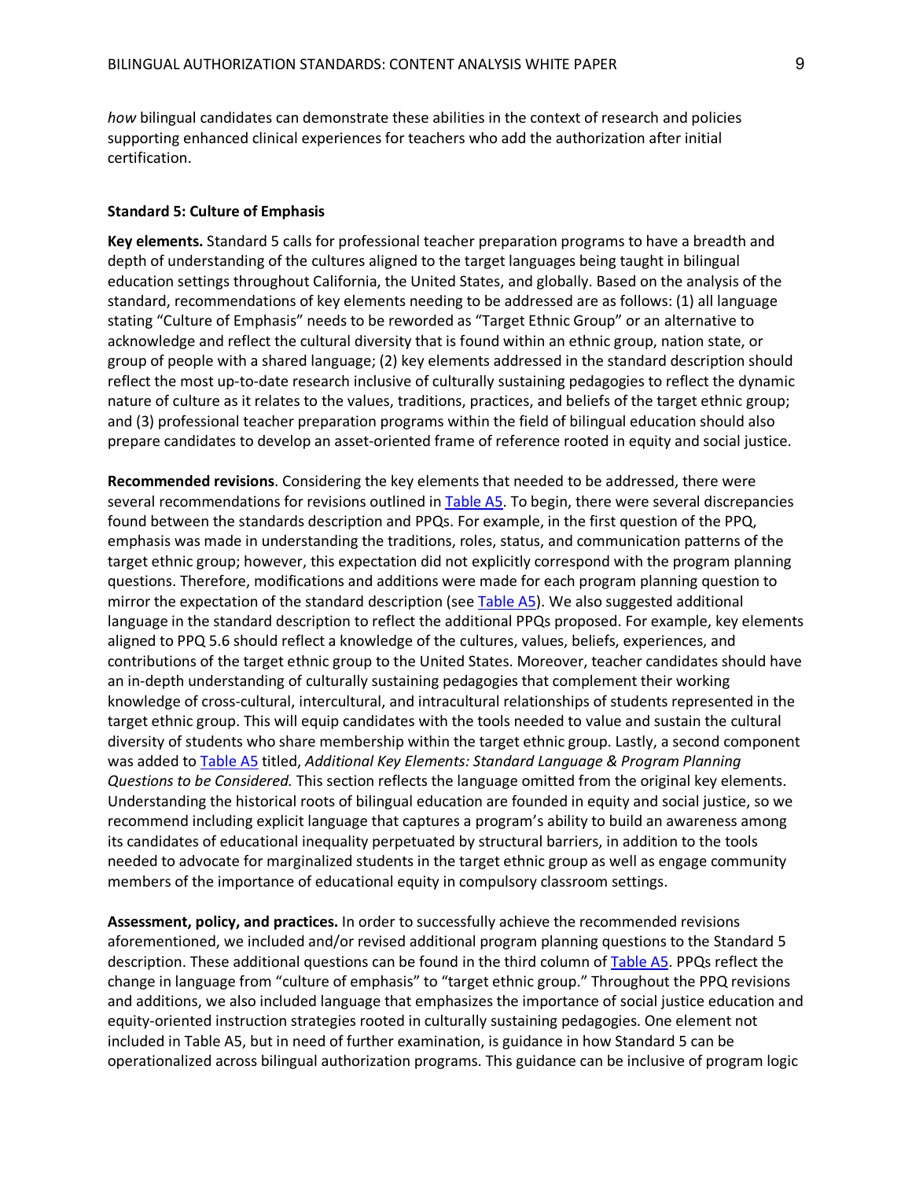*how* bilingual candidates can demonstrate these abilities in the context of research and policies supporting enhanced clinical experiences for teachers who add the authorization after initial certification.

**Standard 5: Culture of Emphasis**

**Key elements.** Standard 5 calls for professional teacher preparation programs to have a breadth and depth of understanding of the cultures aligned to the target languages being taught in bilingual education settings throughout California, the United States, and globally. Based on the analysis of the standard, recommendations of key elements needing to be addressed are as follows: (1) all language stating "Culture of Emphasis" needs to be reworded as "Target Ethnic Group" or an alternative to acknowledge and reflect the cultural diversity that is found within an ethnic group, nation state, or group of people with a shared language; (2) key elements addressed in the standard description should reflect the most up-to-date research inclusive of culturally sustaining pedagogies to reflect the dynamic nature of culture as it relates to the values, traditions, practices, and beliefs of the target ethnic group; and (3) professional teacher preparation programs within the field of bilingual education should also prepare candidates to develop an asset-oriented frame of reference rooted in equity and social justice.

**Recommended revisions**. Considering the key elements that needed to be addressed, there were several recommendations for revisions outlined in Table A5. To begin, there were several discrepancies found between the standards description and PPQs. For example, in the first question of the PPQ, emphasis was made in understanding the traditions, roles, status, and communication patterns of the target ethnic group; however, this expectation did not explicitly correspond with the program planning questions. Therefore, modifications and additions were made for each program planning question to mirror the expectation of the standard description (see Table A5). We also suggested additional language in the standard description to reflect the additional PPQs proposed. For example, key elements aligned to PPQ 5.6 should reflect a knowledge of the cultures, values, beliefs, experiences, and contributions of the target ethnic group to the United States. Moreover, teacher candidates should have an in-depth understanding of culturally sustaining pedagogies that complement their working knowledge of cross-cultural, intercultural, and intracultural relationships of students represented in the target ethnic group. This will equip candidates with the tools needed to value and sustain the cultural diversity of students who share membership within the target ethnic group. Lastly, a second component was added to Table A5 titled, *Additional Key Elements: Standard Language & Program Planning Questions to be Considered.* This section reflects the language omitted from the original key elements. Understanding the historical roots of bilingual education are founded in equity and social justice, so we recommend including explicit language that captures a program's ability to build an awareness among its candidates of educational inequality perpetuated by structural barriers, in addition to the tools needed to advocate for marginalized students in the target ethnic group as well as engage community members of the importance of educational equity in compulsory classroom settings.

**Assessment, policy, and practices.** In order to successfully achieve the recommended revisions aforementioned, we included and/or revised additional program planning questions to the Standard 5 description. These additional questions can be found in the third column of Table A5. PPQs reflect the change in language from "culture of emphasis" to "target ethnic group." Throughout the PPQ revisions and additions, we also included language that emphasizes the importance of social justice education and equity-oriented instruction strategies rooted in culturally sustaining pedagogies. One element not included in Table A5, but in need of further examination, is guidance in how Standard 5 can be operationalized across bilingual authorization programs. This guidance can be inclusive of program logic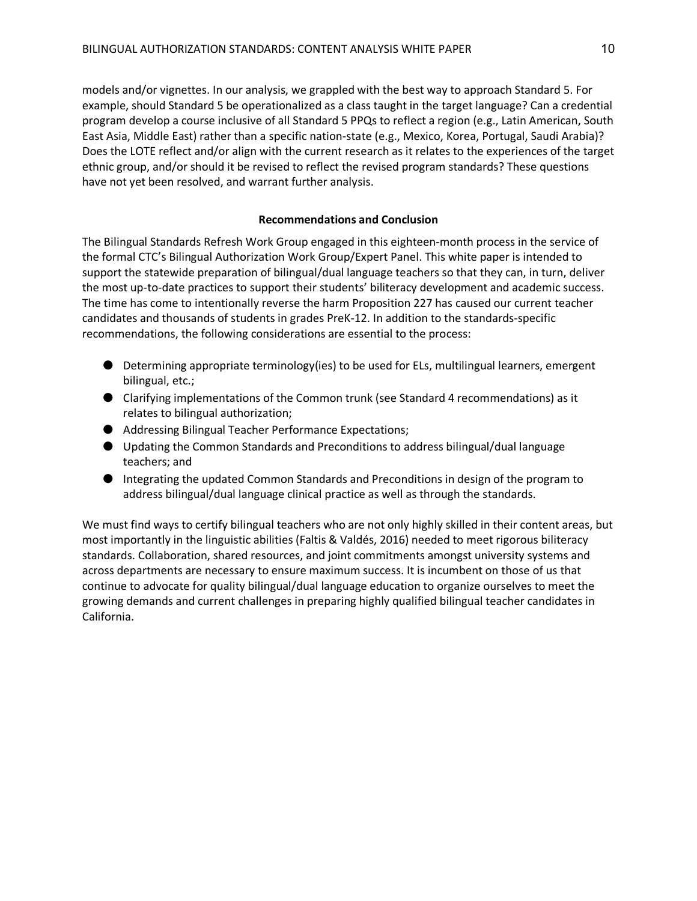models and/or vignettes. In our analysis, we grappled with the best way to approach Standard 5. For example, should Standard 5 be operationalized as a class taught in the target language? Can a credential program develop a course inclusive of all Standard 5 PPQs to reflect a region (e.g., Latin American, South East Asia, Middle East) rather than a specific nation-state (e.g., Mexico, Korea, Portugal, Saudi Arabia)? Does the LOTE reflect and/or align with the current research as it relates to the experiences of the target ethnic group, and/or should it be revised to reflect the revised program standards? These questions have not yet been resolved, and warrant further analysis.

## Recommendations and Conclusion

The Bilingual Standards Refresh Work Group engaged in this eighteen-month process in the service of the formal CTC's Bilingual Authorization Work Group/Expert Panel. This white paper is intended to support the statewide preparation of bilingual/dual language teachers so that they can, in turn, deliver the most up-to-date practices to support their students' biliteracy development and academic success. The time has come to intentionally reverse the harm Proposition 227 has caused our current teacher candidates and thousands of students in grades PreK-12. In addition to the standards-specific recommendations, the following considerations are essential to the process:

- Determining appropriate terminology(ies) to be used for ELs, multilingual learners, emergent bilingual, etc.;
- Clarifying implementations of the Common trunk (see Standard 4 recommendations) as it relates to bilingual authorization;
- Addressing Bilingual Teacher Performance Expectations;
- Updating the Common Standards and Preconditions to address bilingual/dual language teachers; and
- Integrating the updated Common Standards and Preconditions in design of the program to address bilingual/dual language clinical practice as well as through the standards.

We must find ways to certify bilingual teachers who are not only highly skilled in their content areas, but most importantly in the linguistic abilities (Faltis & Valdés, 2016) needed to meet rigorous biliteracy standards. Collaboration, shared resources, and joint commitments amongst university systems and across departments are necessary to ensure maximum success. It is incumbent on those of us that continue to advocate for quality bilingual/dual language education to organize ourselves to meet the growing demands and current challenges in preparing highly qualified bilingual teacher candidates in California.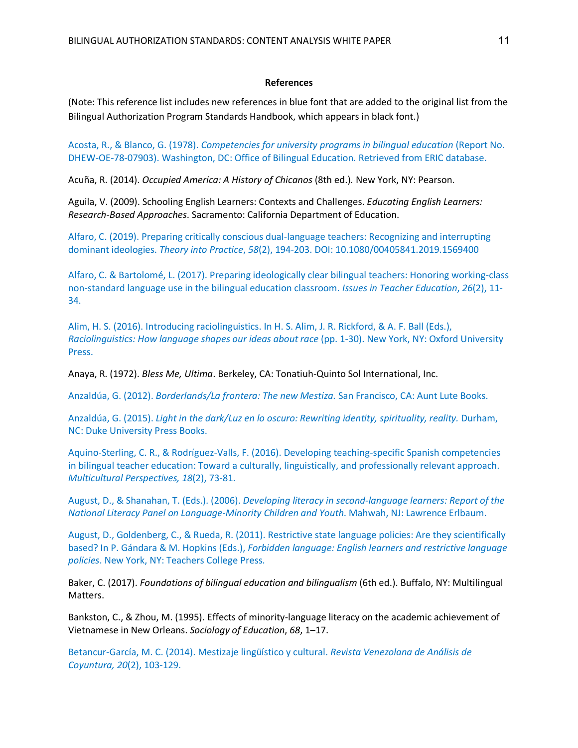**References**

(Note: This reference list includes new references in blue font that are added to the original list from the Bilingual Authorization Program Standards Handbook, which appears in black font.)

Acosta, R., & Blanco, G. (1978). *Competencies for university programs in bilingual education* (Report No. DHEW-OE-78-07903). Washington, DC: Office of Bilingual Education. Retrieved from ERIC database.

Acuña, R. (2014). *Occupied America: A History of Chicanos* (8th ed.). New York, NY: Pearson.

Aguila, V. (2009). Schooling English Learners: Contexts and Challenges. *Educating English Learners: Research-Based Approaches*. Sacramento: California Department of Education.

Alfaro, C. (2019). Preparing critically conscious dual-language teachers: Recognizing and interrupting dominant ideologies. *Theory into Practice*, *58*(2), 194-203. DOI: 10.1080/00405841.2019.1569400

Alfaro, C. & Bartolomé, L. (2017). Preparing ideologically clear bilingual teachers: Honoring working-class non-standard language use in the bilingual education classroom. *Issues in Teacher Education*, *26*(2), 11-34.

Alim, H. S. (2016). Introducing raciolinguistics. In H. S. Alim, J. R. Rickford, & A. F. Ball (Eds.), *Raciolinguistics: How language shapes our ideas about race* (pp. 1-30). New York, NY: Oxford University Press.

Anaya, R. (1972). *Bless Me, Ultima*. Berkeley, CA: Tonatiuh-Quinto Sol International, Inc.

Anzaldúa, G. (2012). *Borderlands/La frontera: The new Mestiza.* San Francisco, CA: Aunt Lute Books.

Anzaldúa, G. (2015). *Light in the dark/Luz en lo oscuro: Rewriting identity, spirituality, reality.* Durham, NC: Duke University Press Books.

Aquino-Sterling, C. R., & Rodríguez-Valls, F. (2016). Developing teaching-specific Spanish competencies in bilingual teacher education: Toward a culturally, linguistically, and professionally relevant approach. *Multicultural Perspectives, 18*(2), 73-81.

August, D., & Shanahan, T. (Eds.). (2006). *Developing literacy in second-language learners: Report of the National Literacy Panel on Language-Minority Children and Youth*. Mahwah, NJ: Lawrence Erlbaum.

August, D., Goldenberg, C., & Rueda, R. (2011). Restrictive state language policies: Are they scientifically based? In P. Gándara & M. Hopkins (Eds.), *Forbidden language: English learners and restrictive language policies*. New York, NY: Teachers College Press.

Baker, C. (2017). *Foundations of bilingual education and bilingualism* (6th ed.). Buffalo, NY: Multilingual Matters.

Bankston, C., & Zhou, M. (1995). Effects of minority-language literacy on the academic achievement of Vietnamese in New Orleans. *Sociology of Education*, *68*, 1–17.

Betancur-García, M. C. (2014). Mestizaje lingüístico y cultural. *Revista Venezolana de Análisis de Coyuntura, 20*(2), 103-129.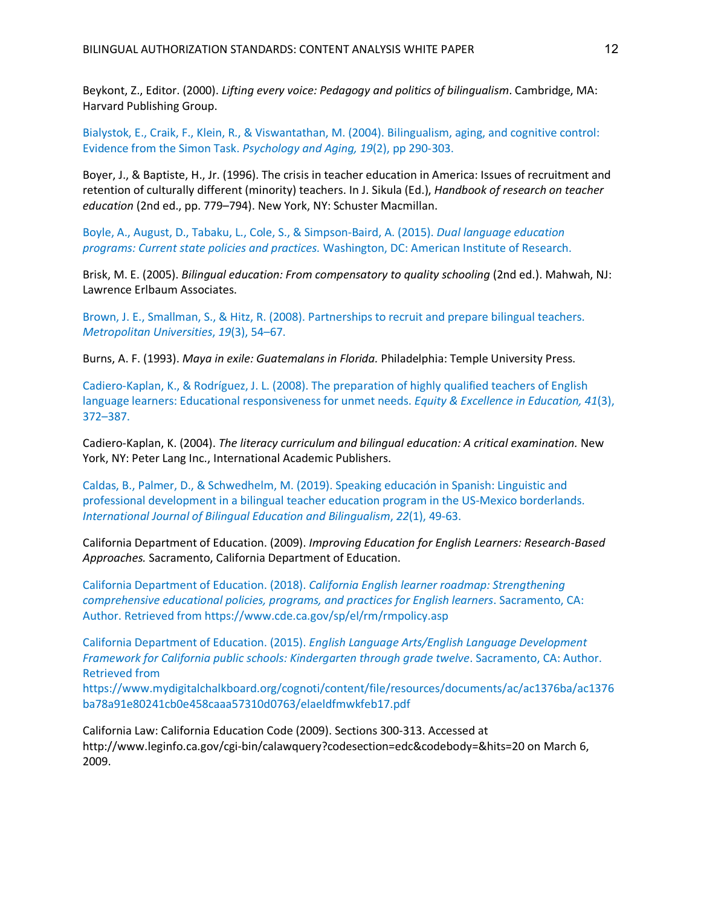Beykont, Z., Editor. (2000). *Lifting every voice: Pedagogy and politics of bilingualism*. Cambridge, MA: Harvard Publishing Group.

Bialystok, E., Craik, F., Klein, R., & Viswantathan, M. (2004). Bilingualism, aging, and cognitive control: Evidence from the Simon Task. *Psychology and Aging, 19*(2), pp 290-303.

Boyer, J., & Baptiste, H., Jr. (1996). The crisis in teacher education in America: Issues of recruitment and retention of culturally different (minority) teachers. In J. Sikula (Ed.), *Handbook of research on teacher education* (2nd ed., pp. 779–794). New York, NY: Schuster Macmillan.

Boyle, A., August, D., Tabaku, L., Cole, S., & Simpson-Baird, A. (2015). *Dual language education programs: Current state policies and practices.* Washington, DC: American Institute of Research.

Brisk, M. E. (2005). *Bilingual education: From compensatory to quality schooling* (2nd ed.). Mahwah, NJ: Lawrence Erlbaum Associates.

Brown, J. E., Smallman, S., & Hitz, R. (2008). Partnerships to recruit and prepare bilingual teachers. *Metropolitan Universities*, *19*(3), 54–67.

Burns, A. F. (1993). *Maya in exile: Guatemalans in Florida.* Philadelphia: Temple University Press.

Cadiero-Kaplan, K., & Rodríguez, J. L. (2008). The preparation of highly qualified teachers of English language learners: Educational responsiveness for unmet needs. *Equity & Excellence in Education, 41*(3), 372–387.

Cadiero-Kaplan, K. (2004). *The literacy curriculum and bilingual education: A critical examination.* New York, NY: Peter Lang Inc., International Academic Publishers.

Caldas, B., Palmer, D., & Schwedhelm, M. (2019). Speaking educación in Spanish: Linguistic and professional development in a bilingual teacher education program in the US-Mexico borderlands. *International Journal of Bilingual Education and Bilingualism*, *22*(1), 49-63.

California Department of Education. (2009). *Improving Education for English Learners: Research-Based Approaches.* Sacramento, California Department of Education.

California Department of Education. (2018). *California English learner roadmap: Strengthening comprehensive educational policies, programs, and practices for English learners*. Sacramento, CA: Author. Retrieved from https://www.cde.ca.gov/sp/el/rm/rmpolicy.asp

California Department of Education. (2015). *English Language Arts/English Language Development Framework for California public schools: Kindergarten through grade twelve*. Sacramento, CA: Author. Retrieved from https://www.mydigitalchalkboard.org/cognoti/content/file/resources/documents/ac/ac1376ba/ac1376ba78a91e80241cb0e458caaa57310d0763/elaeldfmwkfeb17.pdf

California Law: California Education Code (2009). Sections 300-313. Accessed at http://www.leginfo.ca.gov/cgi-bin/calawquery?codesection=edc&codebody=&hits=20 on March 6, 2009.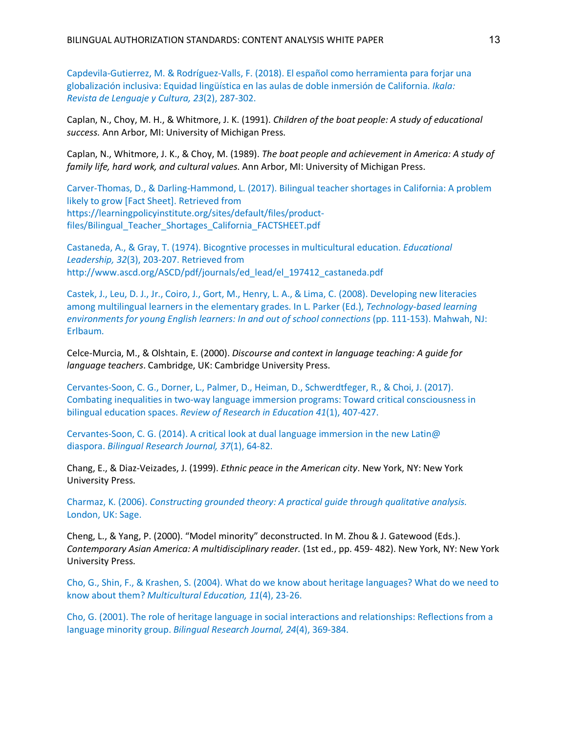Capdevila-Gutierrez, M. & Rodríguez-Valls, F. (2018). El español como herramienta para forjar una globalización inclusiva: Equidad lingüística en las aulas de doble inmersión de California. *Ikala: Revista de Lenguaje y Cultura, 23*(2), 287-302.

Caplan, N., Choy, M. H., & Whitmore, J. K. (1991). *Children of the boat people: A study of educational success.* Ann Arbor, MI: University of Michigan Press.

Caplan, N., Whitmore, J. K., & Choy, M. (1989). *The boat people and achievement in America: A study of family life, hard work, and cultural values.* Ann Arbor, MI: University of Michigan Press.

Carver-Thomas, D., & Darling-Hammond, L. (2017). Bilingual teacher shortages in California: A problem likely to grow [Fact Sheet]. Retrieved from https://learningpolicyinstitute.org/sites/default/files/product-files/Bilingual_Teacher_Shortages_California_FACTSHEET.pdf

Castaneda, A., & Gray, T. (1974). Bicogntive processes in multicultural education. *Educational Leadership, 32*(3), 203-207. Retrieved from http://www.ascd.org/ASCD/pdf/journals/ed_lead/el_197412_castaneda.pdf

Castek, J., Leu, D. J., Jr., Coiro, J., Gort, M., Henry, L. A., & Lima, C. (2008). Developing new literacies among multilingual learners in the elementary grades. In L. Parker (Ed.), *Technology-based learning environments for young English learners: In and out of school connections* (pp. 111-153). Mahwah, NJ: Erlbaum.

Celce-Murcia, M., & Olshtain, E. (2000). *Discourse and context in language teaching: A guide for language teachers*. Cambridge, UK: Cambridge University Press.

Cervantes-Soon, C. G., Dorner, L., Palmer, D., Heiman, D., Schwerdtfeger, R., & Choi, J. (2017). Combating inequalities in two-way language immersion programs: Toward critical consciousness in bilingual education spaces. *Review of Research in Education 41*(1), 407-427.

Cervantes-Soon, C. G. (2014). A critical look at dual language immersion in the new Latin@ diaspora. *Bilingual Research Journal, 37*(1), 64-82.

Chang, E., & Diaz-Veizades, J. (1999). *Ethnic peace in the American city*. New York, NY: New York University Press.

Charmaz, K. (2006). *Constructing grounded theory: A practical guide through qualitative analysis.* London, UK: Sage.

Cheng, L., & Yang, P. (2000). "Model minority" deconstructed. In M. Zhou & J. Gatewood (Eds.). *Contemporary Asian America: A multidisciplinary reader.* (1st ed., pp. 459- 482). New York, NY: New York University Press.

Cho, G., Shin, F., & Krashen, S. (2004). What do we know about heritage languages? What do we need to know about them? *Multicultural Education, 11*(4), 23-26.

Cho, G. (2001). The role of heritage language in social interactions and relationships: Reflections from a language minority group. *Bilingual Research Journal, 24*(4), 369-384.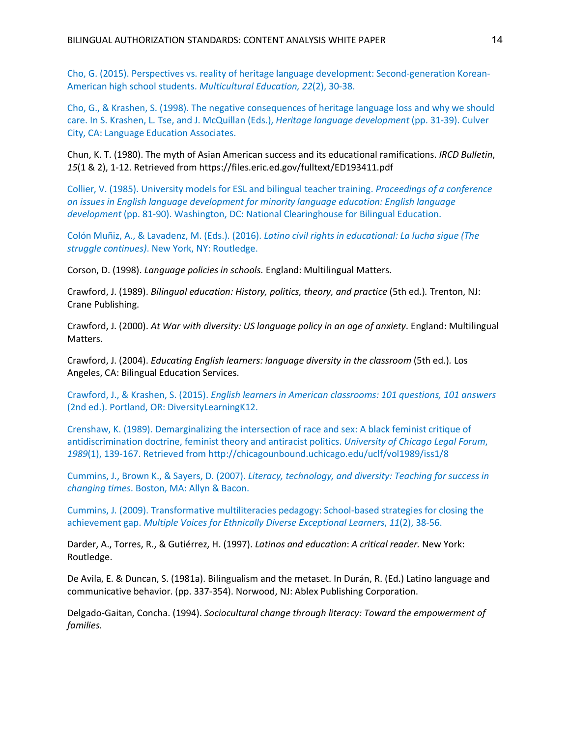Cho, G. (2015). Perspectives vs. reality of heritage language development: Second-generation Korean-American high school students. *Multicultural Education, 22*(2), 30-38.

Cho, G., & Krashen, S. (1998). The negative consequences of heritage language loss and why we should care. In S. Krashen, L. Tse, and J. McQuillan (Eds.), *Heritage language development* (pp. 31-39). Culver City, CA: Language Education Associates.

Chun, K. T. (1980). The myth of Asian American success and its educational ramifications. *IRCD Bulletin*, *15*(1 & 2), 1-12. Retrieved from https://files.eric.ed.gov/fulltext/ED193411.pdf

Collier, V. (1985). University models for ESL and bilingual teacher training. *Proceedings of a conference on issues in English language development for minority language education: English language development* (pp. 81-90). Washington, DC: National Clearinghouse for Bilingual Education.

Colón Muñiz, A., & Lavadenz, M. (Eds.). (2016). *Latino civil rights in educational: La lucha sigue (The struggle continues)*. New York, NY: Routledge.

Corson, D. (1998). *Language policies in schools.* England: Multilingual Matters.

Crawford, J. (1989). *Bilingual education: History, politics, theory, and practice* (5th ed.). Trenton, NJ: Crane Publishing.

Crawford, J. (2000). *At War with diversity: US language policy in an age of anxiety*. England: Multilingual Matters.

Crawford, J. (2004). *Educating English learners: language diversity in the classroom* (5th ed.). Los Angeles, CA: Bilingual Education Services.

Crawford, J., & Krashen, S. (2015). *English learners in American classrooms: 101 questions, 101 answers* (2nd ed.). Portland, OR: DiversityLearningK12.

Crenshaw, K. (1989). Demarginalizing the intersection of race and sex: A black feminist critique of antidiscrimination doctrine, feminist theory and antiracist politics. *University of Chicago Legal Forum*, *1989*(1), 139-167. Retrieved from http://chicagounbound.uchicago.edu/uclf/vol1989/iss1/8

Cummins, J., Brown K., & Sayers, D. (2007). *Literacy, technology, and diversity: Teaching for success in changing times*. Boston, MA: Allyn & Bacon.

Cummins, J. (2009). Transformative multiliteracies pedagogy: School-based strategies for closing the achievement gap. *Multiple Voices for Ethnically Diverse Exceptional Learners*, *11*(2), 38-56.

Darder, A., Torres, R., & Gutiérrez, H. (1997). *Latinos and education*: *A critical reader.* New York: Routledge.

De Avila, E. & Duncan, S. (1981a). Bilingualism and the metaset. In Durán, R. (Ed.) Latino language and communicative behavior. (pp. 337-354). Norwood, NJ: Ablex Publishing Corporation.

Delgado-Gaitan, Concha. (1994). *Sociocultural change through literacy: Toward the empowerment of families.*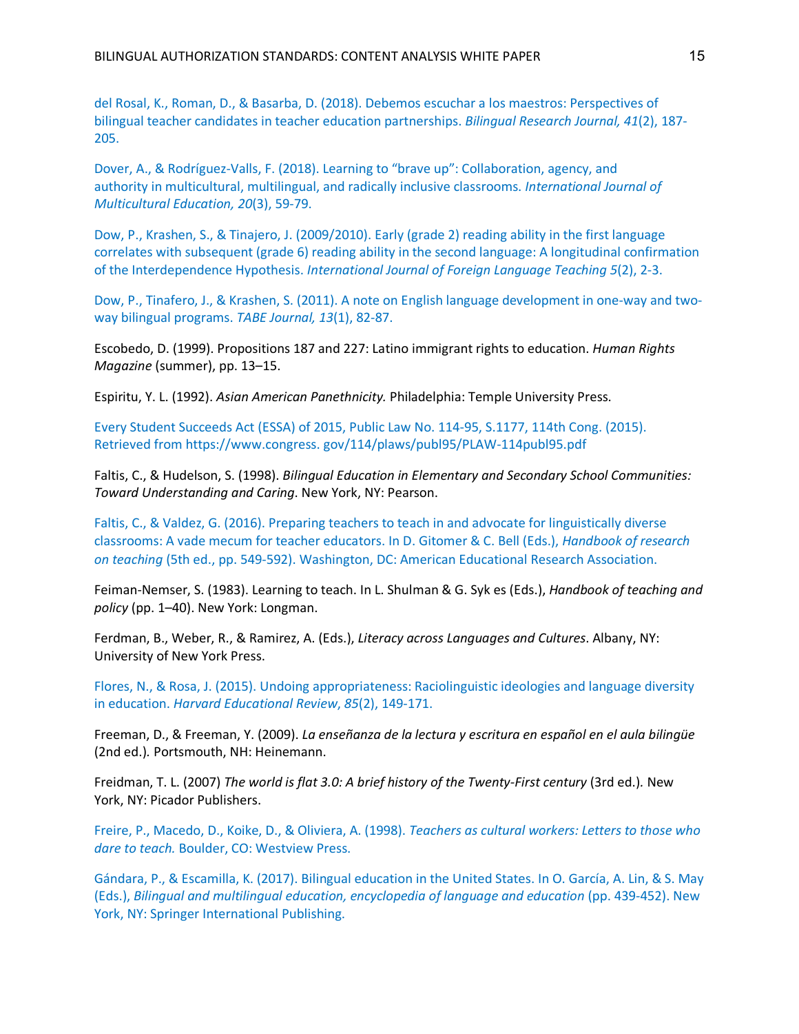del Rosal, K., Roman, D., & Basarba, D. (2018). Debemos escuchar a los maestros: Perspectives of bilingual teacher candidates in teacher education partnerships. *Bilingual Research Journal, 41*(2), 187-205.

Dover, A., & Rodríguez-Valls, F. (2018). Learning to “brave up”: Collaboration, agency, and authority in multicultural, multilingual, and radically inclusive classrooms. *International Journal of Multicultural Education, 20*(3), 59-79.

Dow, P., Krashen, S., & Tinajero, J. (2009/2010). Early (grade 2) reading ability in the first language correlates with subsequent (grade 6) reading ability in the second language: A longitudinal confirmation of the Interdependence Hypothesis. *International Journal of Foreign Language Teaching 5*(2), 2-3.

Dow, P., Tinafero, J., & Krashen, S. (2011). A note on English language development in one-way and two-way bilingual programs. *TABE Journal, 13*(1), 82-87.

Escobedo, D. (1999). Propositions 187 and 227: Latino immigrant rights to education. *Human Rights Magazine* (summer), pp. 13–15.

Espiritu, Y. L. (1992). *Asian American Panethnicity.* Philadelphia: Temple University Press.

Every Student Succeeds Act (ESSA) of 2015, Public Law No. 114-95, S.1177, 114th Cong. (2015). Retrieved from https://www.congress. gov/114/plaws/publ95/PLAW-114publ95.pdf

Faltis, C., & Hudelson, S. (1998). *Bilingual Education in Elementary and Secondary School Communities: Toward Understanding and Caring*. New York, NY: Pearson.

Faltis, C., & Valdez, G. (2016). Preparing teachers to teach in and advocate for linguistically diverse classrooms: A vade mecum for teacher educators. In D. Gitomer & C. Bell (Eds.), *Handbook of research on teaching* (5th ed., pp. 549-592). Washington, DC: American Educational Research Association.

Feiman-Nemser, S. (1983). Learning to teach. In L. Shulman & G. Syk es (Eds.), *Handbook of teaching and policy* (pp. 1–40). New York: Longman.

Ferdman, B., Weber, R., & Ramirez, A. (Eds.), *Literacy across Languages and Cultures*. Albany, NY: University of New York Press.

Flores, N., & Rosa, J. (2015). Undoing appropriateness: Raciolinguistic ideologies and language diversity in education. *Harvard Educational Review*, *85*(2), 149-171.

Freeman, D., & Freeman, Y. (2009). *La enseñanza de la lectura y escritura en español en el aula bilingüe* (2nd ed.)*.* Portsmouth, NH: Heinemann.

Freidman, T. L. (2007) *The world is flat 3.0: A brief history of the Twenty-First century* (3rd ed.). New York, NY: Picador Publishers.

Freire, P., Macedo, D., Koike, D., & Oliviera, A. (1998). *Teachers as cultural workers: Letters to those who dare to teach.* Boulder, CO: Westview Press.

Gándara, P., & Escamilla, K. (2017). Bilingual education in the United States. In O. García, A. Lin, & S. May (Eds.), *Bilingual and multilingual education, encyclopedia of language and education* (pp. 439-452). New York, NY: Springer International Publishing.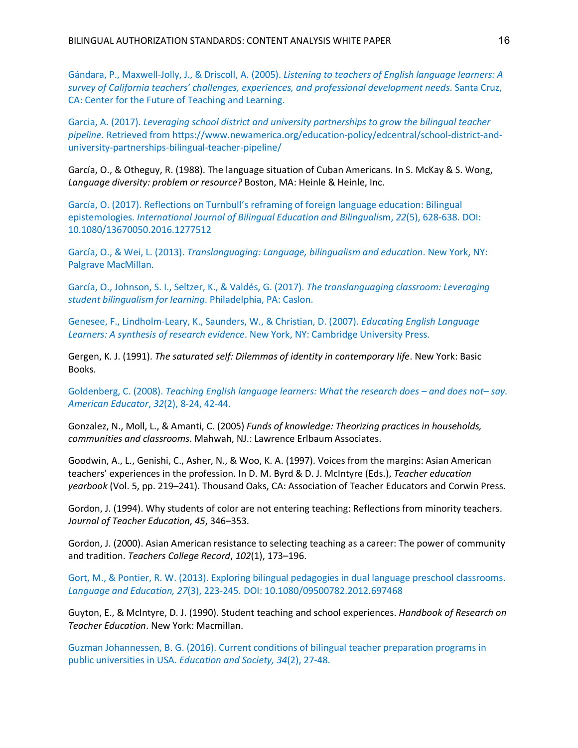Gándara, P., Maxwell-Jolly, J., & Driscoll, A. (2005). *Listening to teachers of English language learners: A survey of California teachers' challenges, experiences, and professional development needs*. Santa Cruz, CA: Center for the Future of Teaching and Learning.

Garcia, A. (2017). *Leveraging school district and university partnerships to grow the bilingual teacher pipeline.* Retrieved from https://www.newamerica.org/education-policy/edcentral/school-district-and-university-partnerships-bilingual-teacher-pipeline/

García, O., & Otheguy, R. (1988). The language situation of Cuban Americans. In S. McKay & S. Wong, *Language diversity: problem or resource?* Boston, MA: Heinle & Heinle, Inc.

García, O. (2017). Reflections on Turnbull's reframing of foreign language education: Bilingual epistemologies. *International Journal of Bilingual Education and Bilingualis*m, *22*(5), 628-638. DOI: 10.1080/13670050.2016.1277512

García, O., & Wei, L. (2013). *Translanguaging: Language, bilingualism and education*. New York, NY: Palgrave MacMillan.

García, O., Johnson, S. I., Seltzer, K., & Valdés, G. (2017). *The translanguaging classroom: Leveraging student bilingualism for learning*. Philadelphia, PA: Caslon.

Genesee, F., Lindholm-Leary, K., Saunders, W., & Christian, D. (2007). *Educating English Language Learners: A synthesis of research evidence*. New York, NY: Cambridge University Press.

Gergen, K. J. (1991). *The saturated self: Dilemmas of identity in contemporary life*. New York: Basic Books.

Goldenberg, C. (2008). *Teaching English language learners: What the research does – and does not– say. American Educator*, *32*(2), 8-24, 42-44.

Gonzalez, N., Moll, L., & Amanti, C. (2005) *Funds of knowledge: Theorizing practices in households, communities and classrooms*. Mahwah, NJ.: Lawrence Erlbaum Associates.

Goodwin, A., L., Genishi, C., Asher, N., & Woo, K. A. (1997). Voices from the margins: Asian American teachers' experiences in the profession. In D. M. Byrd & D. J. McIntyre (Eds.), *Teacher education yearbook* (Vol. 5, pp. 219–241). Thousand Oaks, CA: Association of Teacher Educators and Corwin Press.

Gordon, J. (1994). Why students of color are not entering teaching: Reflections from minority teachers. *Journal of Teacher Education*, *45*, 346–353.

Gordon, J. (2000). Asian American resistance to selecting teaching as a career: The power of community and tradition. *Teachers College Record*, *102*(1), 173–196.

Gort, M., & Pontier, R. W. (2013). Exploring bilingual pedagogies in dual language preschool classrooms. *Language and Education, 27*(3), 223-245. DOI: 10.1080/09500782.2012.697468

Guyton, E., & McIntyre, D. J. (1990). Student teaching and school experiences. *Handbook of Research on Teacher Education*. New York: Macmillan.

Guzman Johannessen, B. G. (2016). Current conditions of bilingual teacher preparation programs in public universities in USA. *Education and Society, 34*(2), 27-48.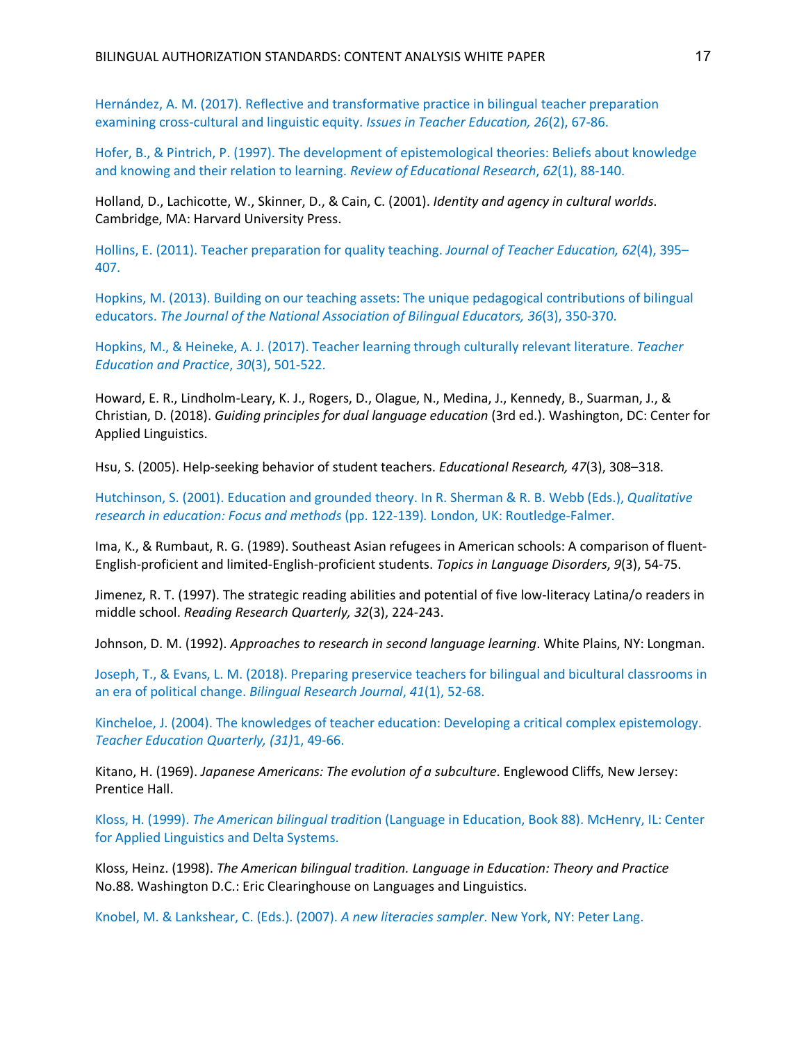Hernández, A. M. (2017). Reflective and transformative practice in bilingual teacher preparation examining cross-cultural and linguistic equity. *Issues in Teacher Education, 26*(2), 67-86.

Hofer, B., & Pintrich, P. (1997). The development of epistemological theories: Beliefs about knowledge and knowing and their relation to learning. *Review of Educational Research*, *62*(1), 88-140.

Holland, D., Lachicotte, W., Skinner, D., & Cain, C. (2001). *Identity and agency in cultural worlds*. Cambridge, MA: Harvard University Press.

Hollins, E. (2011). Teacher preparation for quality teaching. *Journal of Teacher Education, 62*(4), 395–407.

Hopkins, M. (2013). Building on our teaching assets: The unique pedagogical contributions of bilingual educators. *The Journal of the National Association of Bilingual Educators, 36*(3), 350-370.

Hopkins, M., & Heineke, A. J. (2017). Teacher learning through culturally relevant literature. *Teacher Education and Practice*, *30*(3), 501-522.

Howard, E. R., Lindholm-Leary, K. J., Rogers, D., Olague, N., Medina, J., Kennedy, B., Suarman, J., & Christian, D. (2018). *Guiding principles for dual language education* (3rd ed.). Washington, DC: Center for Applied Linguistics.

Hsu, S. (2005). Help-seeking behavior of student teachers. *Educational Research, 47*(3), 308–318.

Hutchinson, S. (2001). Education and grounded theory. In R. Sherman & R. B. Webb (Eds.), *Qualitative research in education: Focus and methods* (pp. 122-139). London, UK: Routledge-Falmer.

Ima, K., & Rumbaut, R. G. (1989). Southeast Asian refugees in American schools: A comparison of fluent-English-proficient and limited-English-proficient students. *Topics in Language Disorders*, *9*(3), 54-75.

Jimenez, R. T. (1997). The strategic reading abilities and potential of five low-literacy Latina/o readers in middle school. *Reading Research Quarterly, 32*(3), 224-243.

Johnson, D. M. (1992). *Approaches to research in second language learning*. White Plains, NY: Longman.

Joseph, T., & Evans, L. M. (2018). Preparing preservice teachers for bilingual and bicultural classrooms in an era of political change. *Bilingual Research Journal*, *41*(1), 52-68.

Kincheloe, J. (2004). The knowledges of teacher education: Developing a critical complex epistemology. *Teacher Education Quarterly, (31)*1, 49-66.

Kitano, H. (1969). *Japanese Americans: The evolution of a subculture*. Englewood Cliffs, New Jersey: Prentice Hall.

Kloss, H. (1999). *The American bilingual traditio*n (Language in Education, Book 88). McHenry, IL: Center for Applied Linguistics and Delta Systems.

Kloss, Heinz. (1998). *The American bilingual tradition. Language in Education: Theory and Practice* No.88. Washington D.C.: Eric Clearinghouse on Languages and Linguistics.

Knobel, M. & Lankshear, C. (Eds.). (2007). *A new literacies sampler*. New York, NY: Peter Lang.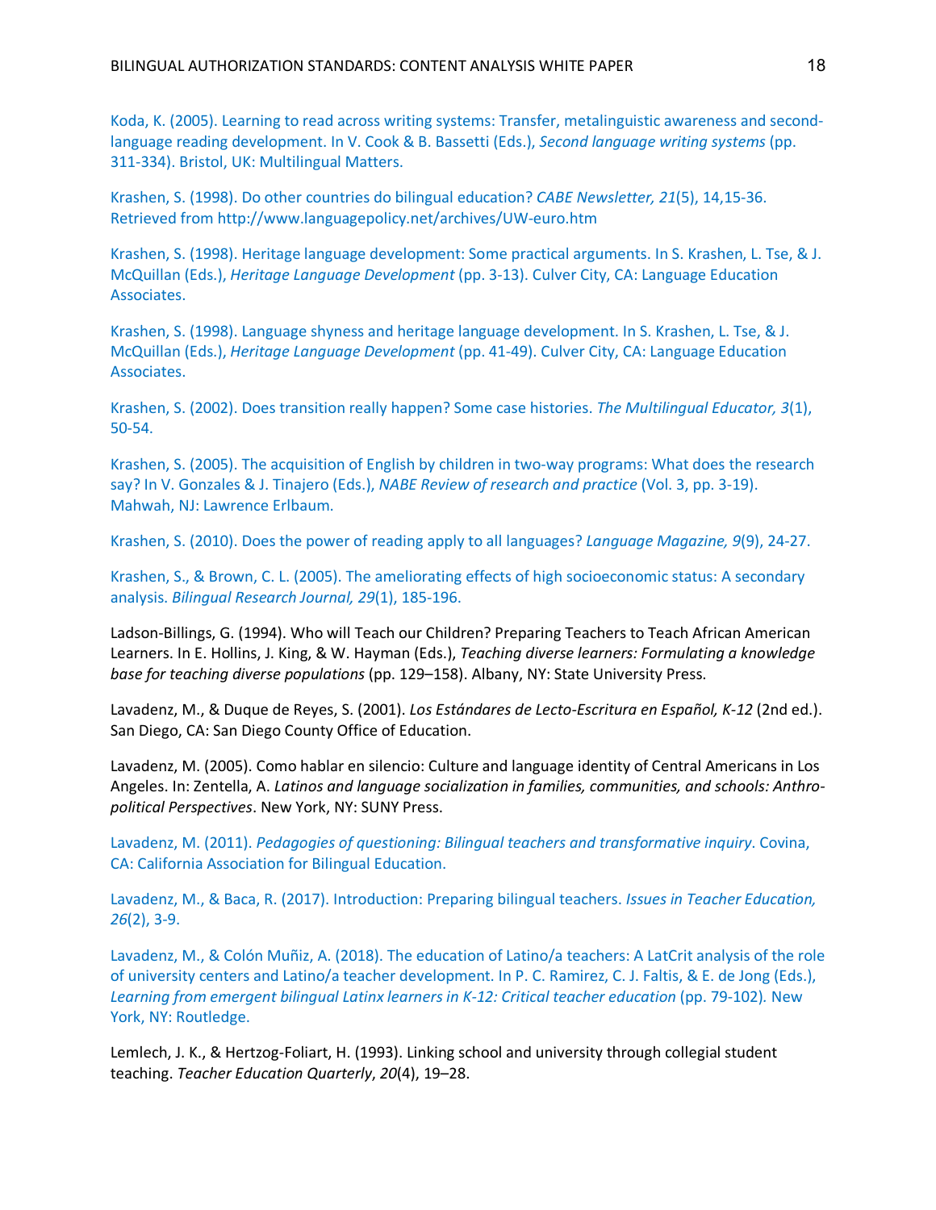Koda, K. (2005). Learning to read across writing systems: Transfer, metalinguistic awareness and second-language reading development. In V. Cook & B. Bassetti (Eds.), *Second language writing systems* (pp. 311-334). Bristol, UK: Multilingual Matters.

Krashen, S. (1998). Do other countries do bilingual education? *CABE Newsletter, 21*(5), 14,15-36. Retrieved from http://www.languagepolicy.net/archives/UW-euro.htm

Krashen, S. (1998). Heritage language development: Some practical arguments. In S. Krashen, L. Tse, & J. McQuillan (Eds.), *Heritage Language Development* (pp. 3-13). Culver City, CA: Language Education Associates.

Krashen, S. (1998). Language shyness and heritage language development. In S. Krashen, L. Tse, & J. McQuillan (Eds.), *Heritage Language Development* (pp. 41-49). Culver City, CA: Language Education Associates.

Krashen, S. (2002). Does transition really happen? Some case histories. *The Multilingual Educator, 3*(1), 50-54.

Krashen, S. (2005). The acquisition of English by children in two-way programs: What does the research say? In V. Gonzales & J. Tinajero (Eds.), *NABE Review of research and practice* (Vol. 3, pp. 3-19). Mahwah, NJ: Lawrence Erlbaum.

Krashen, S. (2010). Does the power of reading apply to all languages? *Language Magazine, 9*(9), 24-27.

Krashen, S., & Brown, C. L. (2005). The ameliorating effects of high socioeconomic status: A secondary analysis. *Bilingual Research Journal, 29*(1), 185-196.

Ladson-Billings, G. (1994). Who will Teach our Children? Preparing Teachers to Teach African American Learners. In E. Hollins, J. King, & W. Hayman (Eds.), *Teaching diverse learners: Formulating a knowledge base for teaching diverse populations* (pp. 129–158). Albany, NY: State University Press.

Lavadenz, M., & Duque de Reyes, S. (2001). *Los Estándares de Lecto-Escritura en Español, K-12* (2nd ed.). San Diego, CA: San Diego County Office of Education.

Lavadenz, M. (2005). Como hablar en silencio: Culture and language identity of Central Americans in Los Angeles. In: Zentella, A. *Latinos and language socialization in families, communities, and schools: Anthro-political Perspectives*. New York, NY: SUNY Press.

Lavadenz, M. (2011). *Pedagogies of questioning: Bilingual teachers and transformative inquiry*. Covina, CA: California Association for Bilingual Education.

Lavadenz, M., & Baca, R. (2017). Introduction: Preparing bilingual teachers. *Issues in Teacher Education, 26*(2), 3-9.

Lavadenz, M., & Colón Muñiz, A. (2018). The education of Latino/a teachers: A LatCrit analysis of the role of university centers and Latino/a teacher development. In P. C. Ramirez, C. J. Faltis, & E. de Jong (Eds.), *Learning from emergent bilingual Latinx learners in K-12: Critical teacher education* (pp. 79-102). New York, NY: Routledge.

Lemlech, J. K., & Hertzog-Foliart, H. (1993). Linking school and university through collegial student teaching. *Teacher Education Quarterly*, *20*(4), 19–28.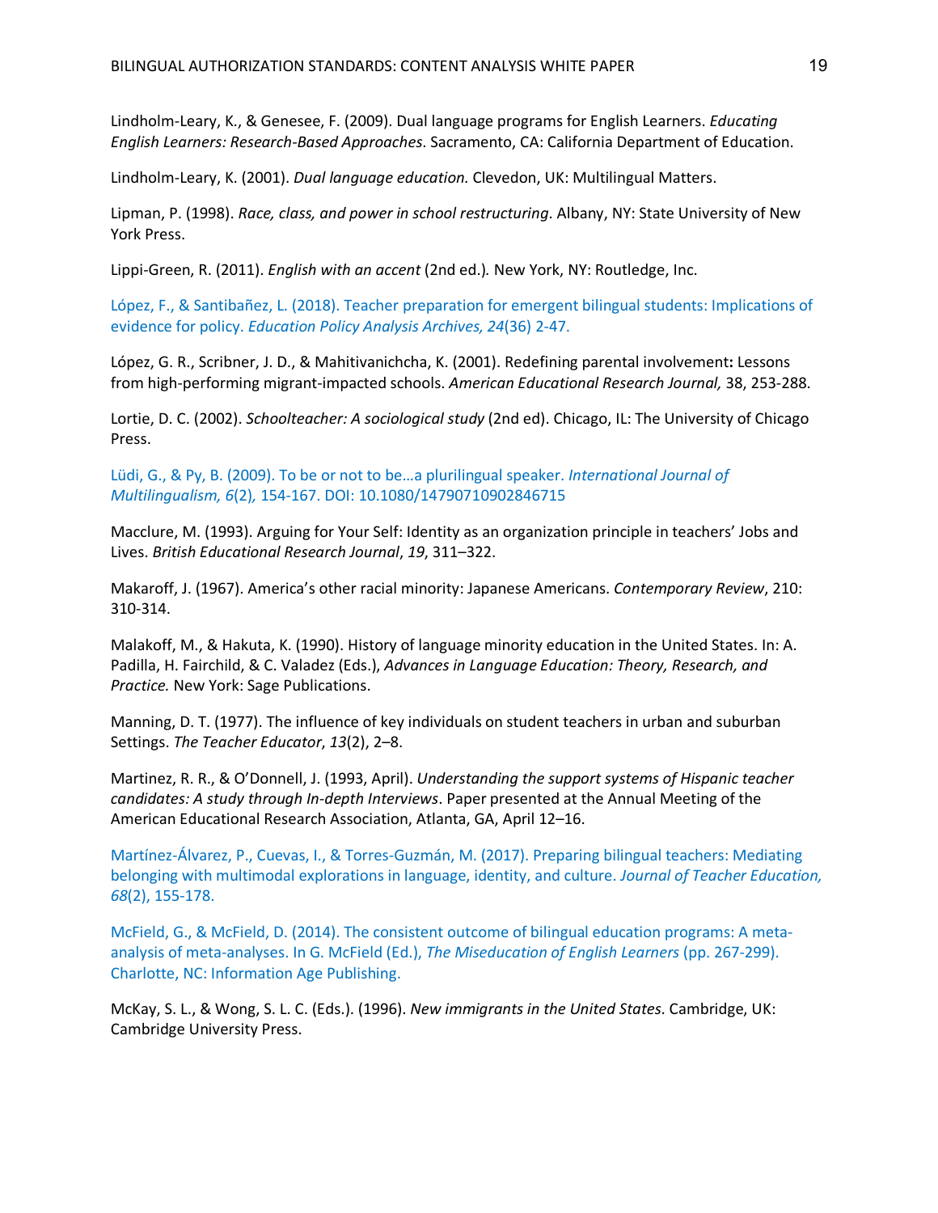Lindholm-Leary, K., & Genesee, F. (2009). Dual language programs for English Learners. *Educating English Learners: Research-Based Approaches*. Sacramento, CA: California Department of Education.

Lindholm-Leary, K. (2001). *Dual language education.* Clevedon, UK: Multilingual Matters.

Lipman, P. (1998). *Race, class, and power in school restructuring*. Albany, NY: State University of New York Press.

Lippi-Green, R. (2011). *English with an accent* (2nd ed.)*.* New York, NY: Routledge, Inc.

López, F., & Santibañez, L. (2018). Teacher preparation for emergent bilingual students: Implications of evidence for policy. *Education Policy Analysis Archives, 24*(36) 2-47.

López, G. R., Scribner, J. D., & Mahitivanichcha, K. (2001). Redefining parental involvement**:** Lessons from high-performing migrant-impacted schools. *American Educational Research Journal,* 38, 253-288.

Lortie, D. C. (2002). *Schoolteacher: A sociological study* (2nd ed). Chicago, IL: The University of Chicago Press.

Lüdi, G., & Py, B. (2009). To be or not to be…a plurilingual speaker. *International Journal of Multilingualism, 6*(2)*,* 154-167. DOI: 10.1080/14790710902846715

Macclure, M. (1993). Arguing for Your Self: Identity as an organization principle in teachers' Jobs and Lives. *British Educational Research Journal*, *19*, 311–322.

Makaroff, J. (1967). America's other racial minority: Japanese Americans. *Contemporary Review*, 210: 310-314.

Malakoff, M., & Hakuta, K. (1990). History of language minority education in the United States. In: A. Padilla, H. Fairchild, & C. Valadez (Eds.), *Advances in Language Education: Theory, Research, and Practice.* New York: Sage Publications.

Manning, D. T. (1977). The influence of key individuals on student teachers in urban and suburban Settings. *The Teacher Educator*, *13*(2), 2–8.

Martinez, R. R., & O'Donnell, J. (1993, April). *Understanding the support systems of Hispanic teacher candidates: A study through In-depth Interviews*. Paper presented at the Annual Meeting of the American Educational Research Association, Atlanta, GA, April 12–16.

Martínez-Álvarez, P., Cuevas, I., & Torres-Guzmán, M. (2017). Preparing bilingual teachers: Mediating belonging with multimodal explorations in language, identity, and culture. *Journal of Teacher Education, 68*(2), 155-178.

McField, G., & McField, D. (2014). The consistent outcome of bilingual education programs: A meta-analysis of meta-analyses. In G. McField (Ed.), *The Miseducation of English Learners* (pp. 267-299). Charlotte, NC: Information Age Publishing.

McKay, S. L., & Wong, S. L. C. (Eds.). (1996). *New immigrants in the United States*. Cambridge, UK: Cambridge University Press.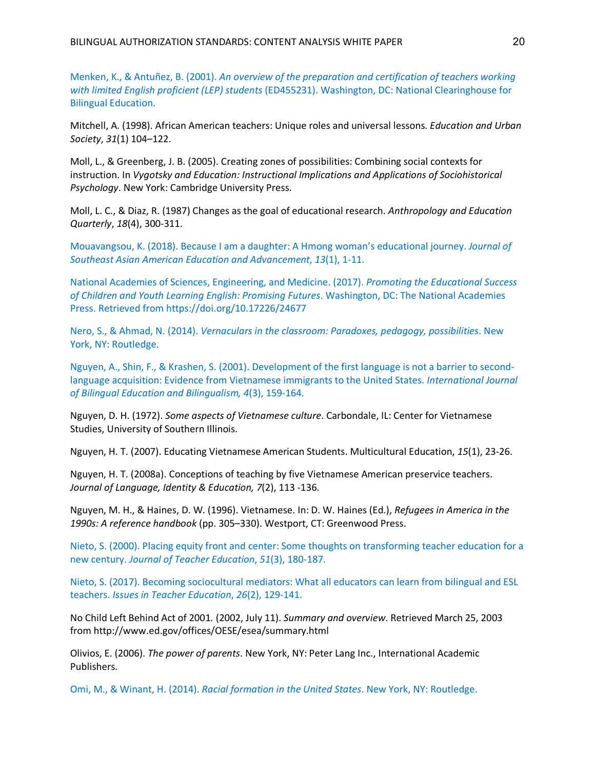Menken, K., & Antuñez, B. (2001). *An overview of the preparation and certification of teachers working with limited English proficient (LEP) students* (ED455231). Washington, DC: National Clearinghouse for Bilingual Education.

Mitchell, A. (1998). African American teachers: Unique roles and universal lessons. *Education and Urban Society*, *31*(1) 104–122.

Moll, L., & Greenberg, J. B. (2005). Creating zones of possibilities: Combining social contexts for instruction. In *Vygotsky and Education: Instructional Implications and Applications of Sociohistorical Psychology*. New York: Cambridge University Press.

Moll, L. C., & Diaz, R. (1987) Changes as the goal of educational research. *Anthropology and Education Quarterly*, *18*(4), 300-311.

Mouavangsou, K. (2018). Because I am a daughter: A Hmong woman's educational journey. *Journal of Southeast Asian American Education and Advancement*, *13*(1), 1-11.

National Academies of Sciences, Engineering, and Medicine. (2017). *Promoting the Educational Success of Children and Youth Learning English: Promising Futures*. Washington, DC: The National Academies Press. Retrieved from https://doi.org/10.17226/24677

Nero, S., & Ahmad, N. (2014). *Vernaculars in the classroom: Paradoxes, pedagogy, possibilities*. New York, NY: Routledge.

Nguyen, A., Shin, F., & Krashen, S. (2001). Development of the first language is not a barrier to second-language acquisition: Evidence from Vietnamese immigrants to the United States. *International Journal of Bilingual Education and Bilingualism, 4*(3), 159-164.

Nguyen, D. H. (1972). *Some aspects of Vietnamese culture*. Carbondale, IL: Center for Vietnamese Studies, University of Southern Illinois.

Nguyen, H. T. (2007). Educating Vietnamese American Students. Multicultural Education, *15*(1), 23-26.

Nguyen, H. T. (2008a). Conceptions of teaching by five Vietnamese American preservice teachers. *Journal of Language, Identity & Education, 7*(2), 113 -136.

Nguyen, M. H., & Haines, D. W. (1996). Vietnamese. In: D. W. Haines (Ed.), *Refugees in America in the 1990s: A reference handbook* (pp. 305–330). Westport, CT: Greenwood Press.

Nieto, S. (2000). Placing equity front and center: Some thoughts on transforming teacher education for a new century. *Journal of Teacher Education*, *51*(3), 180-187.

Nieto, S. (2017). Becoming sociocultural mediators: What all educators can learn from bilingual and ESL teachers. *Issues in Teacher Education*, *26*(2), 129-141.

No Child Left Behind Act of 2001*.* (2002, July 11). *Summary and overview*. Retrieved March 25, 2003 from http://www.ed.gov/offices/OESE/esea/summary.html

Olivios, E. (2006). *The power of parents*. New York, NY: Peter Lang Inc., International Academic Publishers.

Omi, M., & Winant, H. (2014). *Racial formation in the United States*. New York, NY: Routledge.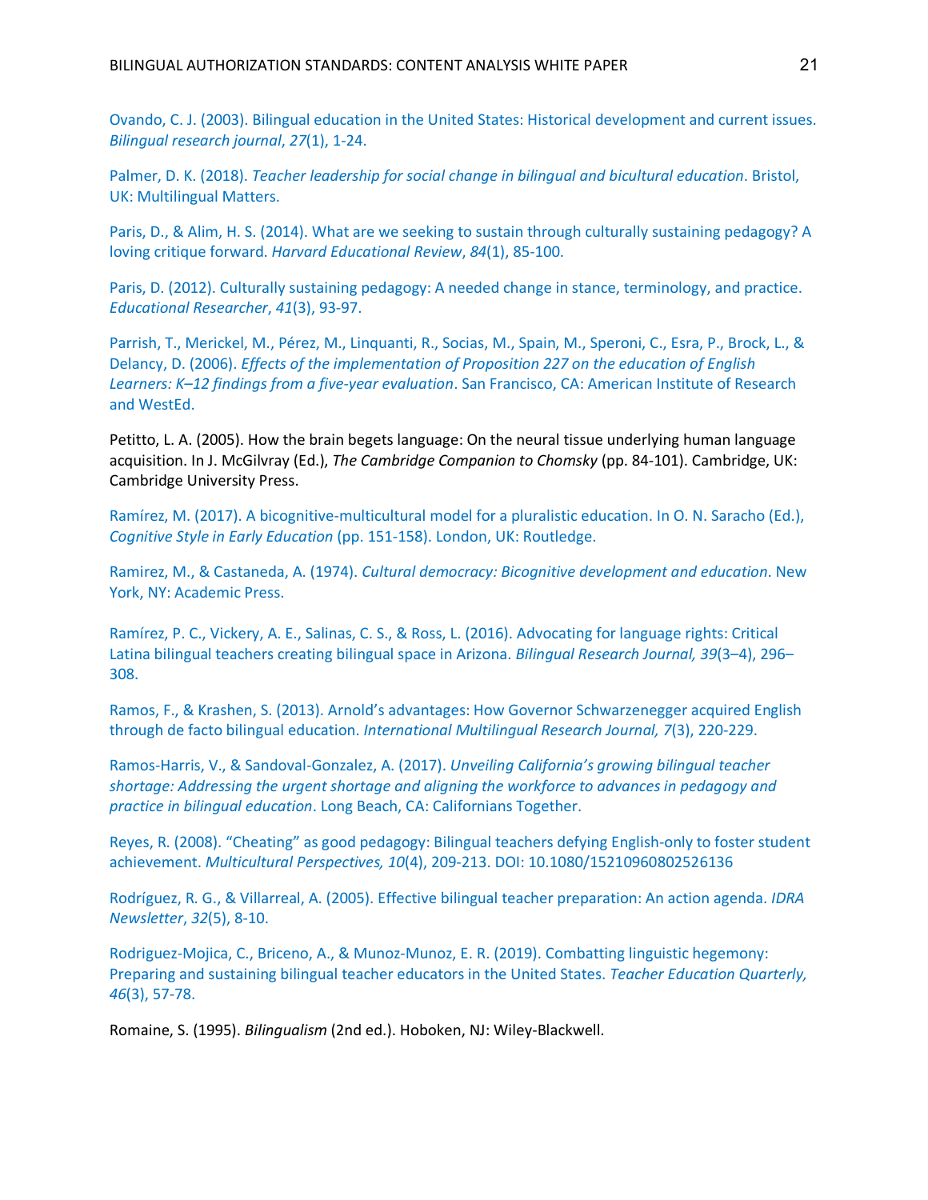Ovando, C. J. (2003). Bilingual education in the United States: Historical development and current issues. *Bilingual research journal*, *27*(1), 1-24.

Palmer, D. K. (2018). *Teacher leadership for social change in bilingual and bicultural education*. Bristol, UK: Multilingual Matters.

Paris, D., & Alim, H. S. (2014). What are we seeking to sustain through culturally sustaining pedagogy? A loving critique forward. *Harvard Educational Review*, *84*(1), 85-100.

Paris, D. (2012). Culturally sustaining pedagogy: A needed change in stance, terminology, and practice. *Educational Researcher*, *41*(3), 93-97.

Parrish, T., Merickel, M., Pérez, M., Linquanti, R., Socias, M., Spain, M., Speroni, C., Esra, P., Brock, L., & Delancy, D. (2006). *Effects of the implementation of Proposition 227 on the education of English Learners: K–12 findings from a five-year evaluation*. San Francisco, CA: American Institute of Research and WestEd.

Petitto, L. A. (2005). How the brain begets language: On the neural tissue underlying human language acquisition. In J. McGilvray (Ed.), *The Cambridge Companion to Chomsky* (pp. 84-101). Cambridge, UK: Cambridge University Press.

Ramírez, M. (2017). A bicognitive-multicultural model for a pluralistic education. In O. N. Saracho (Ed.), *Cognitive Style in Early Education* (pp. 151-158). London, UK: Routledge.

Ramirez, M., & Castaneda, A. (1974). *Cultural democracy: Bicognitive development and education*. New York, NY: Academic Press.

Ramírez, P. C., Vickery, A. E., Salinas, C. S., & Ross, L. (2016). Advocating for language rights: Critical Latina bilingual teachers creating bilingual space in Arizona. *Bilingual Research Journal, 39*(3–4), 296–308.

Ramos, F., & Krashen, S. (2013). Arnold's advantages: How Governor Schwarzenegger acquired English through de facto bilingual education. *International Multilingual Research Journal, 7*(3), 220-229.

Ramos-Harris, V., & Sandoval-Gonzalez, A. (2017). *Unveiling California's growing bilingual teacher shortage: Addressing the urgent shortage and aligning the workforce to advances in pedagogy and practice in bilingual education*. Long Beach, CA: Californians Together.

Reyes, R. (2008). "Cheating" as good pedagogy: Bilingual teachers defying English-only to foster student achievement. *Multicultural Perspectives, 10*(4), 209-213. DOI: 10.1080/15210960802526136

Rodríguez, R. G., & Villarreal, A. (2005). Effective bilingual teacher preparation: An action agenda. *IDRA Newsletter*, *32*(5), 8-10.

Rodriguez-Mojica, C., Briceno, A., & Munoz-Munoz, E. R. (2019). Combatting linguistic hegemony: Preparing and sustaining bilingual teacher educators in the United States. *Teacher Education Quarterly, 46*(3), 57-78.

Romaine, S. (1995). *Bilingualism* (2nd ed.). Hoboken, NJ: Wiley-Blackwell.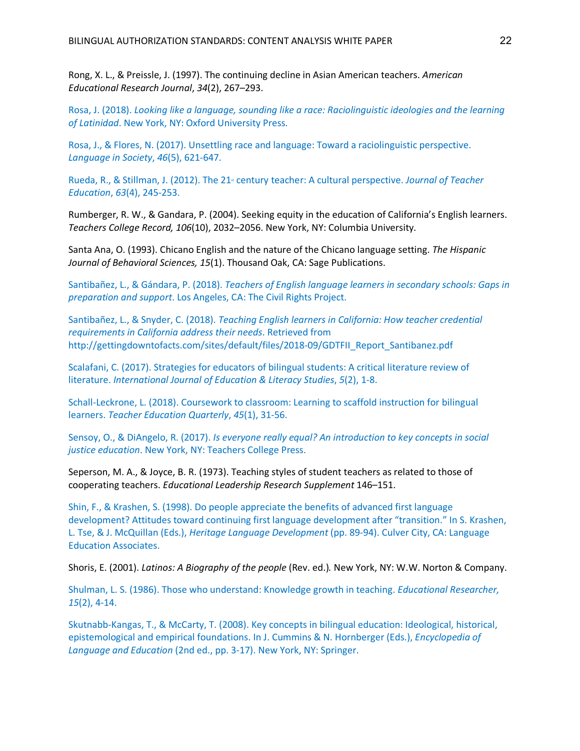Rong, X. L., & Preissle, J. (1997). The continuing decline in Asian American teachers. *American Educational Research Journal*, *34*(2), 267–293.

Rosa, J. (2018). *Looking like a language, sounding like a race: Raciolinguistic ideologies and the learning of Latinidad*. New York, NY: Oxford University Press.

Rosa, J., & Flores, N. (2017). Unsettling race and language: Toward a raciolinguistic perspective. *Language in Society*, *46*(5), 621-647.

Rueda, R., & Stillman, J. (2012). The 21st century teacher: A cultural perspective. *Journal of Teacher Education*, *63*(4), 245-253.

Rumberger, R. W., & Gandara, P. (2004). Seeking equity in the education of California's English learners. *Teachers College Record, 106*(10), 2032–2056. New York, NY: Columbia University.

Santa Ana, O. (1993). Chicano English and the nature of the Chicano language setting. *The Hispanic Journal of Behavioral Sciences, 15*(1). Thousand Oak, CA: Sage Publications.

Santibañez, L., & Gándara, P. (2018). *Teachers of English language learners in secondary schools: Gaps in preparation and support*. Los Angeles, CA: The Civil Rights Project.

Santibañez, L., & Snyder, C. (2018). *Teaching English learners in California: How teacher credential requirements in California address their needs*. Retrieved from http://gettingdowntofacts.com/sites/default/files/2018-09/GDTFII_Report_Santibanez.pdf

Scalafani, C. (2017). Strategies for educators of bilingual students: A critical literature review of literature. *International Journal of Education & Literacy Studies*, *5*(2), 1-8.

Schall-Leckrone, L. (2018). Coursework to classroom: Learning to scaffold instruction for bilingual learners. *Teacher Education Quarterly*, *45*(1), 31-56.

Sensoy, O., & DiAngelo, R. (2017). *Is everyone really equal? An introduction to key concepts in social justice education*. New York, NY: Teachers College Press.

Seperson, M. A., & Joyce, B. R. (1973). Teaching styles of student teachers as related to those of cooperating teachers. *Educational Leadership Research Supplement* 146–151.

Shin, F., & Krashen, S. (1998). Do people appreciate the benefits of advanced first language development? Attitudes toward continuing first language development after "transition." In S. Krashen, L. Tse, & J. McQuillan (Eds.), *Heritage Language Development* (pp. 89-94). Culver City, CA: Language Education Associates.

Shoris, E. (2001). *Latinos: A Biography of the people* (Rev. ed.)*.* New York, NY: W.W. Norton & Company.

Shulman, L. S. (1986). Those who understand: Knowledge growth in teaching. *Educational Researcher, 15*(2), 4-14.

Skutnabb-Kangas, T., & McCarty, T. (2008). Key concepts in bilingual education: Ideological, historical, epistemological and empirical foundations. In J. Cummins & N. Hornberger (Eds.), *Encyclopedia of Language and Education* (2nd ed., pp. 3-17). New York, NY: Springer.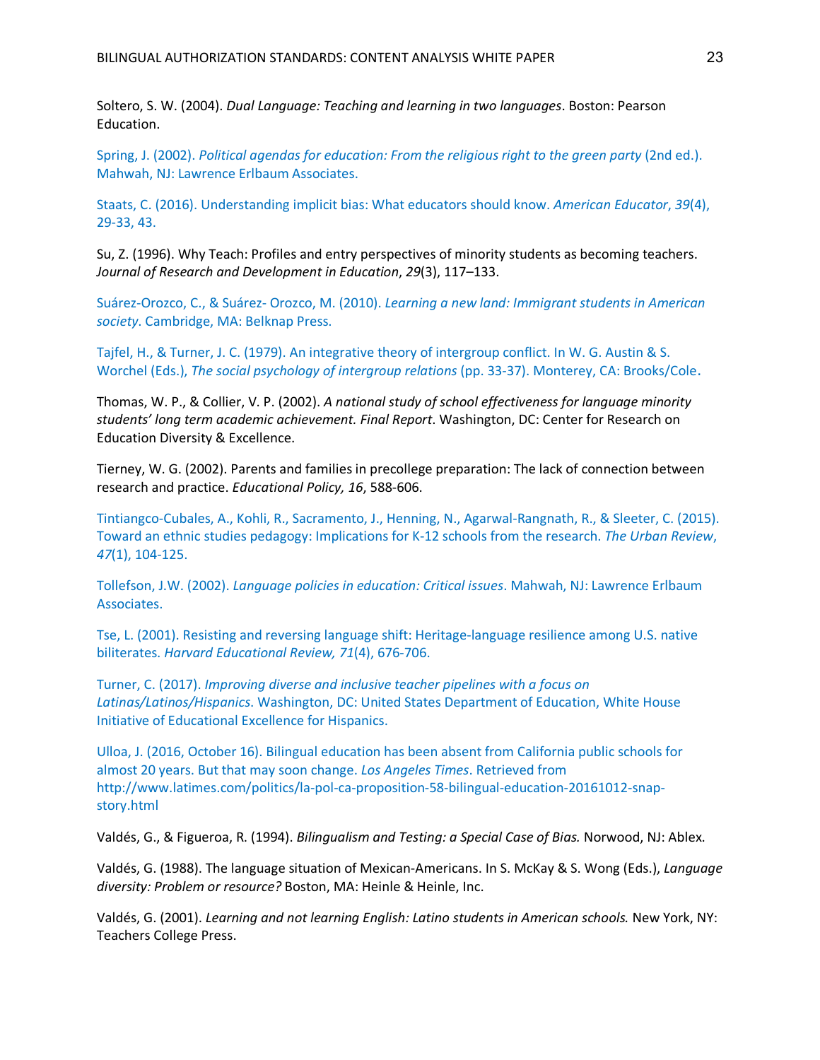Soltero, S. W. (2004). *Dual Language: Teaching and learning in two languages*. Boston: Pearson Education.

Spring, J. (2002). *Political agendas for education: From the religious right to the green party* (2nd ed.). Mahwah, NJ: Lawrence Erlbaum Associates.

Staats, C. (2016). Understanding implicit bias: What educators should know. *American Educator*, *39*(4), 29-33, 43.

Su, Z. (1996). Why Teach: Profiles and entry perspectives of minority students as becoming teachers. *Journal of Research and Development in Education*, *29*(3), 117–133.

Suárez-Orozco, C., & Suárez- Orozco, M. (2010). *Learning a new land: Immigrant students in American society*. Cambridge, MA: Belknap Press.

Tajfel, H., & Turner, J. C. (1979). An integrative theory of intergroup conflict. In W. G. Austin & S. Worchel (Eds.), *The social psychology of intergroup relations* (pp. 33-37). Monterey, CA: Brooks/Cole.

Thomas, W. P., & Collier, V. P. (2002). *A national study of school effectiveness for language minority students' long term academic achievement. Final Report*. Washington, DC: Center for Research on Education Diversity & Excellence.

Tierney, W. G. (2002). Parents and families in precollege preparation: The lack of connection between research and practice. *Educational Policy, 16*, 588-606.

Tintiangco-Cubales, A., Kohli, R., Sacramento, J., Henning, N., Agarwal-Rangnath, R., & Sleeter, C. (2015). Toward an ethnic studies pedagogy: Implications for K-12 schools from the research. *The Urban Review*, *47*(1), 104-125.

Tollefson, J.W. (2002). *Language policies in education: Critical issues*. Mahwah, NJ: Lawrence Erlbaum Associates.

Tse, L. (2001). Resisting and reversing language shift: Heritage-language resilience among U.S. native biliterates. *Harvard Educational Review, 71*(4), 676-706.

Turner, C. (2017). *Improving diverse and inclusive teacher pipelines with a focus on Latinas/Latinos/Hispanics*. Washington, DC: United States Department of Education, White House Initiative of Educational Excellence for Hispanics.

Ulloa, J. (2016, October 16). Bilingual education has been absent from California public schools for almost 20 years. But that may soon change. *Los Angeles Times*. Retrieved from http://www.latimes.com/politics/la-pol-ca-proposition-58-bilingual-education-20161012-snap-story.html

Valdés, G., & Figueroa, R. (1994). *Bilingualism and Testing: a Special Case of Bias.* Norwood, NJ: Ablex.

Valdés, G. (1988). The language situation of Mexican-Americans. In S. McKay & S. Wong (Eds.), *Language diversity: Problem or resource?* Boston, MA: Heinle & Heinle, Inc.

Valdés, G. (2001). *Learning and not learning English: Latino students in American schools.* New York, NY: Teachers College Press.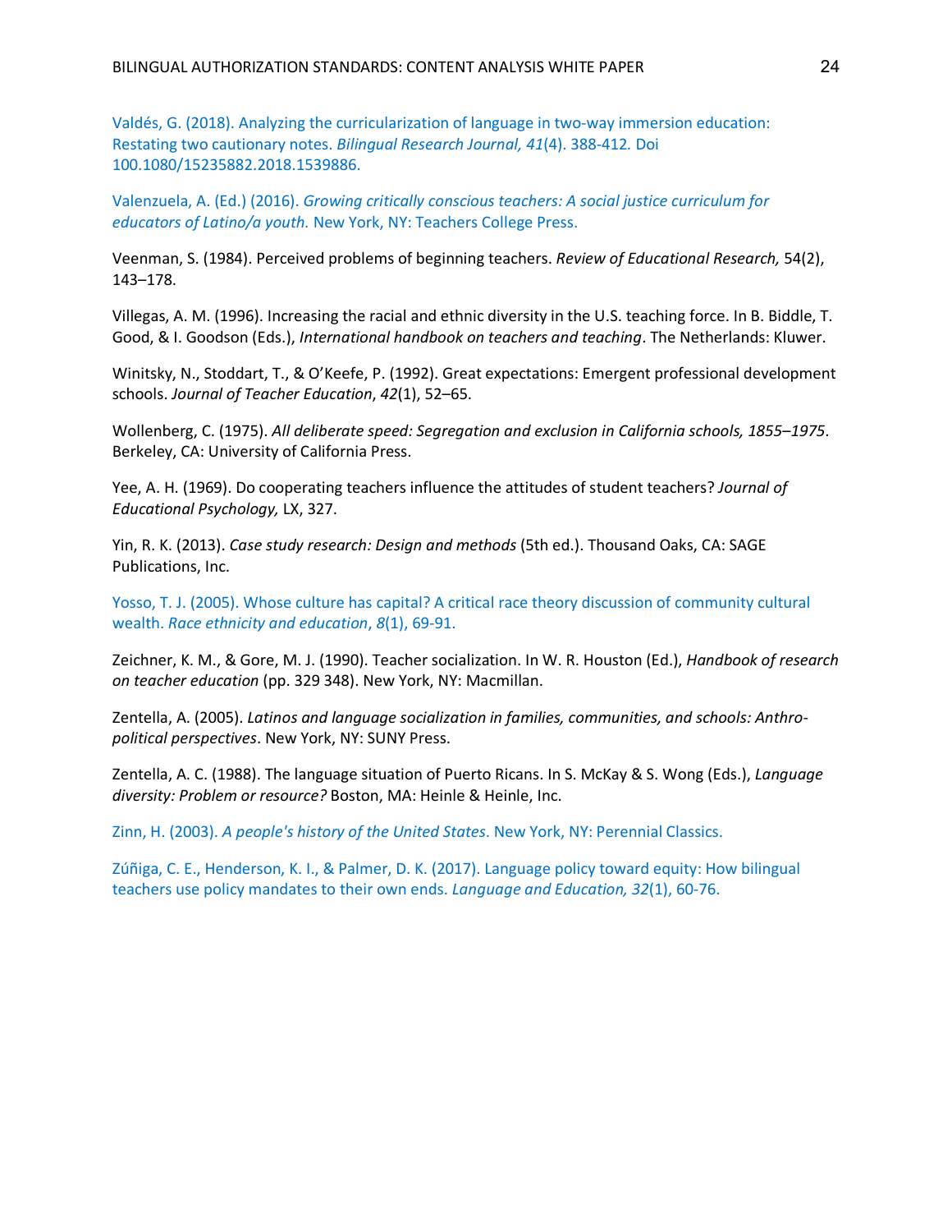Valdés, G. (2018). Analyzing the curricularization of language in two-way immersion education: Restating two cautionary notes. *Bilingual Research Journal, 41*(4). 388-412. Doi 100.1080/15235882.2018.1539886.

Valenzuela, A. (Ed.) (2016). *Growing critically conscious teachers: A social justice curriculum for educators of Latino/a youth.* New York, NY: Teachers College Press.

Veenman, S. (1984). Perceived problems of beginning teachers. *Review of Educational Research,* 54(2), 143–178.

Villegas, A. M. (1996). Increasing the racial and ethnic diversity in the U.S. teaching force. In B. Biddle, T. Good, & I. Goodson (Eds.), *International handbook on teachers and teaching*. The Netherlands: Kluwer.

Winitsky, N., Stoddart, T., & O'Keefe, P. (1992). Great expectations: Emergent professional development schools. *Journal of Teacher Education*, *42*(1), 52–65.

Wollenberg, C. (1975). *All deliberate speed: Segregation and exclusion in California schools, 1855–1975*. Berkeley, CA: University of California Press.

Yee, A. H. (1969). Do cooperating teachers influence the attitudes of student teachers? *Journal of Educational Psychology,* LX, 327.

Yin, R. K. (2013). *Case study research: Design and methods* (5th ed.). Thousand Oaks, CA: SAGE Publications, Inc.

Yosso, T. J. (2005). Whose culture has capital? A critical race theory discussion of community cultural wealth. *Race ethnicity and education*, *8*(1), 69-91.

Zeichner, K. M., & Gore, M. J. (1990). Teacher socialization. In W. R. Houston (Ed.), *Handbook of research on teacher education* (pp. 329 348). New York, NY: Macmillan.

Zentella, A. (2005). *Latinos and language socialization in families, communities, and schools: Anthro-political perspectives*. New York, NY: SUNY Press.

Zentella, A. C. (1988). The language situation of Puerto Ricans. In S. McKay & S. Wong (Eds.), *Language diversity: Problem or resource?* Boston, MA: Heinle & Heinle, Inc.

Zinn, H. (2003). *A people's history of the United States*. New York, NY: Perennial Classics.

Zúñiga, C. E., Henderson, K. I., & Palmer, D. K. (2017). Language policy toward equity: How bilingual teachers use policy mandates to their own ends. *Language and Education, 32*(1), 60-76.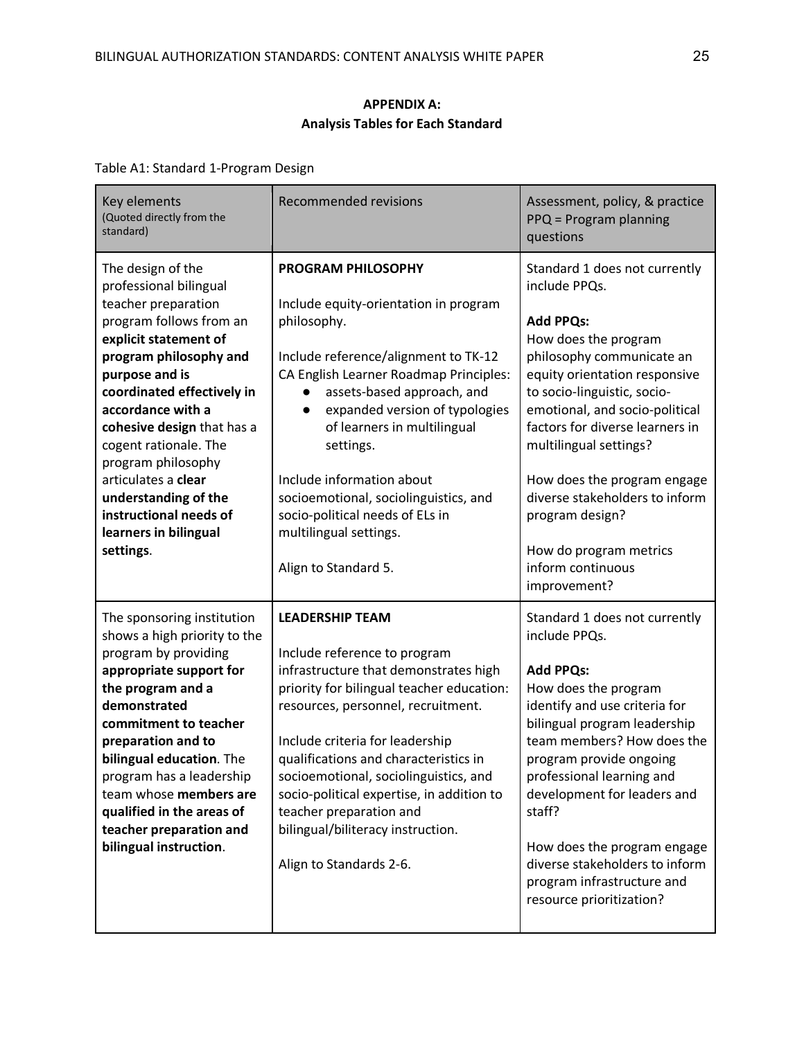**APPENDIX A:**
**Analysis Tables for Each Standard**

Table A1: Standard 1-Program Design

| Key elements (Quoted directly from the standard) | Recommended revisions | Assessment, policy, & practice PPQ = Program planning questions |
|---|---|---|
| The design of the professional bilingual teacher preparation program follows from an **explicit statement of program philosophy and purpose and is coordinated effectively in accordance with a cohesive design** that has a cogent rationale. The program philosophy articulates a **clear understanding of the instructional needs of learners in bilingual settings**. | **PROGRAM PHILOSOPHY**<br><br>Include equity-orientation in program philosophy.<br><br>Include reference/alignment to TK-12 CA English Learner Roadmap Principles:<br>● assets-based approach, and<br>● expanded version of typologies of learners in multilingual settings.<br><br>Include information about socioemotional, sociolinguistics, and socio-political needs of ELs in multilingual settings.<br><br>Align to Standard 5. | Standard 1 does not currently include PPQs.<br><br>**Add PPQs:**<br>How does the program philosophy communicate an equity orientation responsive to socio-linguistic, socio-emotional, and socio-political factors for diverse learners in multilingual settings?<br><br>How does the program engage diverse stakeholders to inform program design?<br><br>How do program metrics inform continuous improvement? |
| The sponsoring institution shows a high priority to the program by providing **appropriate support for the program and a demonstrated commitment to teacher preparation and to bilingual education**. The program has a leadership team whose **members are qualified in the areas of teacher preparation and bilingual instruction**. | **LEADERSHIP TEAM**<br><br>Include reference to program infrastructure that demonstrates high priority for bilingual teacher education: resources, personnel, recruitment.<br><br>Include criteria for leadership qualifications and characteristics in socioemotional, sociolinguistics, and socio-political expertise, in addition to teacher preparation and bilingual/biliteracy instruction.<br><br>Align to Standards 2-6. | Standard 1 does not currently include PPQs.<br><br>**Add PPQs:**<br>How does the program identify and use criteria for bilingual program leadership team members? How does the program provide ongoing professional learning and development for leaders and staff?<br><br>How does the program engage diverse stakeholders to inform program infrastructure and resource prioritization? |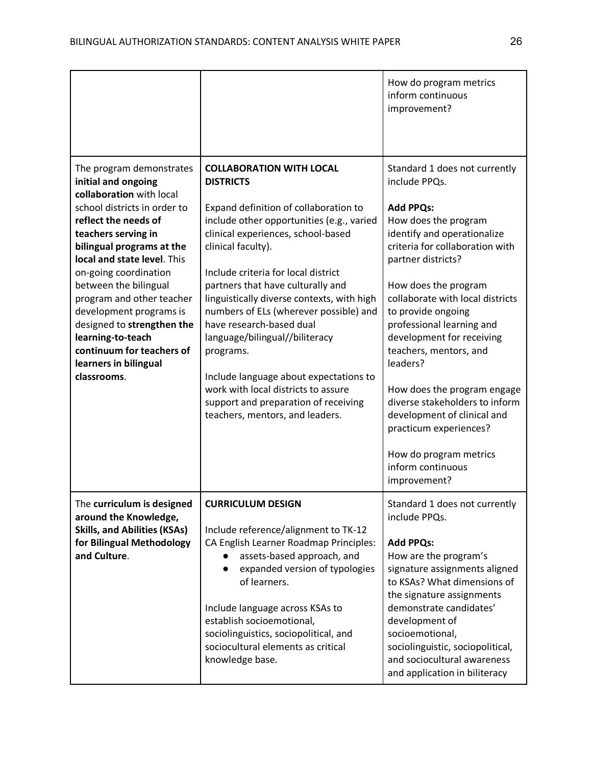| | | |
|---|---|---|
| | | How do program metrics inform continuous improvement? |
| The program demonstrates **initial and ongoing collaboration** with local school districts in order to **reflect the needs of teachers serving in bilingual programs at the local and state level**. This on-going coordination between the bilingual program and other teacher development programs is designed to **strengthen the learning-to-teach continuum for teachers of learners in bilingual classrooms**. | **COLLABORATION WITH LOCAL DISTRICTS**<br><br>Expand definition of collaboration to include other opportunities (e.g., varied clinical experiences, school-based clinical faculty).<br><br>Include criteria for local district partners that have culturally and linguistically diverse contexts, with high numbers of ELs (wherever possible) and have research-based dual language/bilingual//biliteracy programs.<br><br>Include language about expectations to work with local districts to assure support and preparation of receiving teachers, mentors, and leaders. | Standard 1 does not currently include PPQs.<br><br>**Add PPQs:**<br>How does the program identify and operationalize criteria for collaboration with partner districts?<br><br>How does the program collaborate with local districts to provide ongoing professional learning and development for receiving teachers, mentors, and leaders?<br><br>How does the program engage diverse stakeholders to inform development of clinical and practicum experiences?<br><br>How do program metrics inform continuous improvement? |
| The **curriculum is designed around the Knowledge, Skills, and Abilities (KSAs) for Bilingual Methodology and Culture**. | **CURRICULUM DESIGN**<br><br>Include reference/alignment to TK-12 CA English Learner Roadmap Principles:<br>● assets-based approach, and<br>● expanded version of typologies of learners.<br><br>Include language across KSAs to establish socioemotional, sociolinguistics, sociopolitical, and sociocultural elements as critical knowledge base. | Standard 1 does not currently include PPQs.<br><br>**Add PPQs:**<br>How are the program's signature assignments aligned to KSAs? What dimensions of the signature assignments demonstrate candidates' development of socioemotional, sociolinguistic, sociopolitical, and sociocultural awareness and application in biliteracy |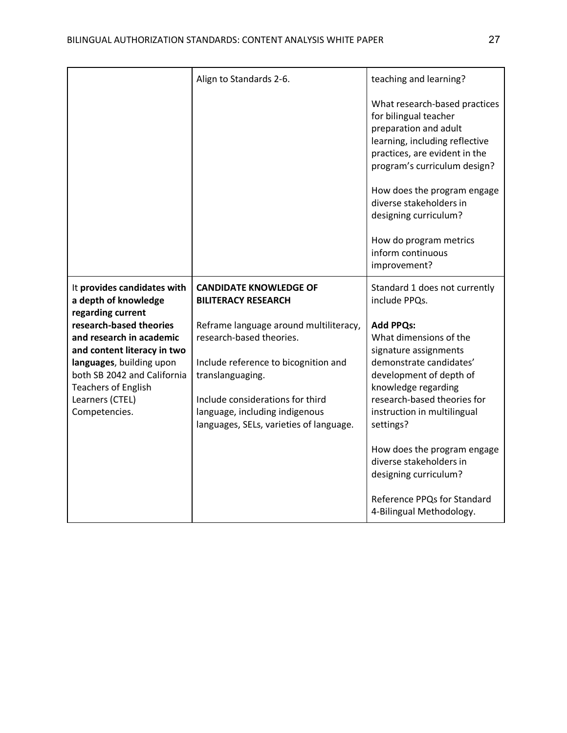| | | |
|---|---|---|
| | Align to Standards 2-6. | teaching and learning?<br><br>What research-based practices for bilingual teacher preparation and adult learning, including reflective practices, are evident in the program's curriculum design?<br><br>How does the program engage diverse stakeholders in designing curriculum?<br><br>How do program metrics inform continuous improvement? |
| It **provides candidates with a depth of knowledge regarding current research-based theories and research in academic and content literacy in two languages**, building upon both SB 2042 and California Teachers of English Learners (CTEL) Competencies. | **CANDIDATE KNOWLEDGE OF BILITERACY RESEARCH**<br><br>Reframe language around multiliteracy, research-based theories.<br><br>Include reference to bicognition and translanguaging.<br><br>Include considerations for third language, including indigenous languages, SELs, varieties of language. | Standard 1 does not currently include PPQs.<br><br>**Add PPQs:**<br>What dimensions of the signature assignments demonstrate candidates' development of depth of knowledge regarding research-based theories for instruction in multilingual settings?<br><br>How does the program engage diverse stakeholders in designing curriculum?<br><br>Reference PPQs for Standard 4-Bilingual Methodology. |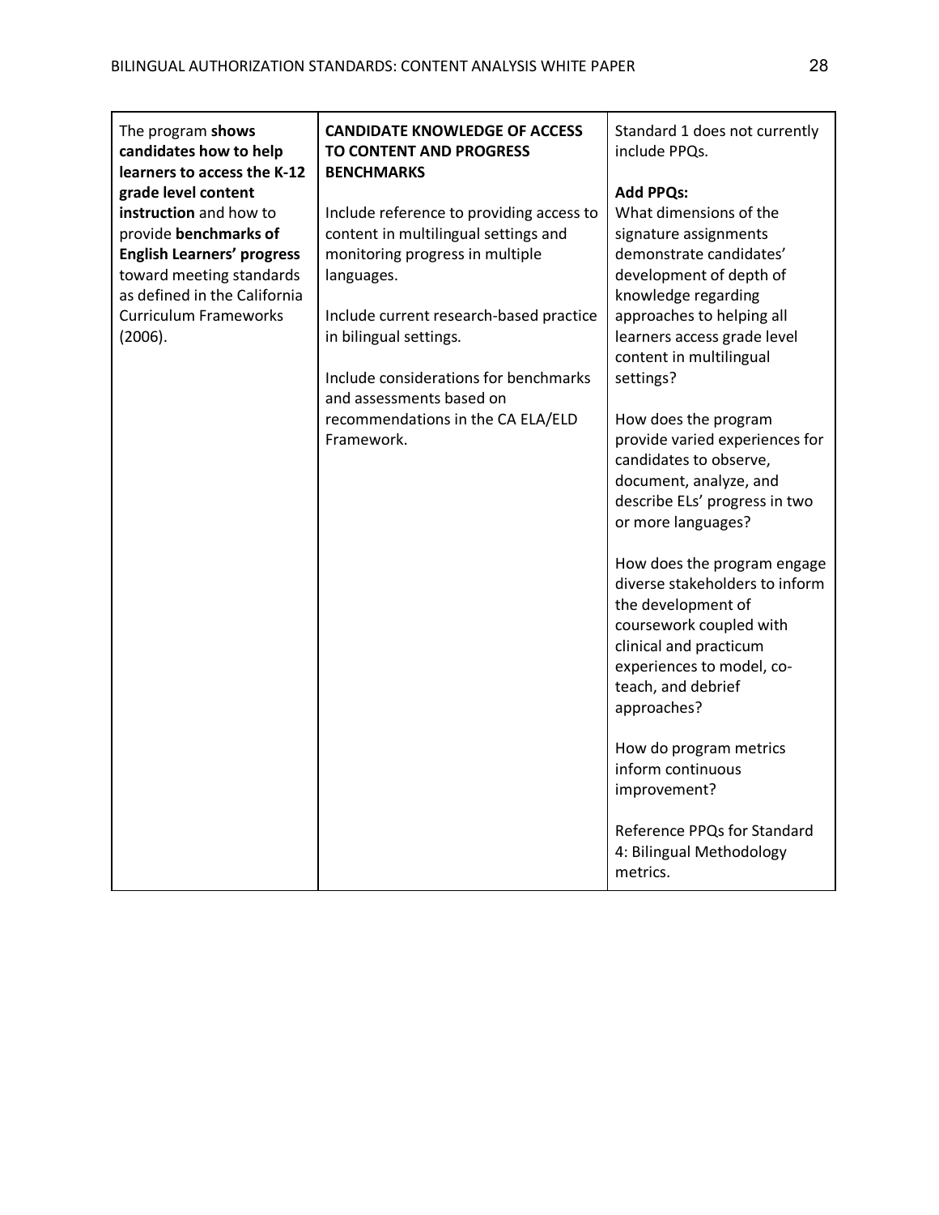| | | |
|---|---|---|
| The program **shows candidates how to help learners to access the K-12 grade level content instruction** and how to provide **benchmarks of English Learners' progress** toward meeting standards as defined in the California Curriculum Frameworks (2006). | **CANDIDATE KNOWLEDGE OF ACCESS TO CONTENT AND PROGRESS BENCHMARKS**<br><br>Include reference to providing access to content in multilingual settings and monitoring progress in multiple languages.<br><br>Include current research-based practice in bilingual settings.<br><br>Include considerations for benchmarks and assessments based on recommendations in the CA ELA/ELD Framework. | Standard 1 does not currently include PPQs.<br><br>**Add PPQs:**<br>What dimensions of the signature assignments demonstrate candidates' development of depth of knowledge regarding approaches to helping all learners access grade level content in multilingual settings?<br><br>How does the program provide varied experiences for candidates to observe, document, analyze, and describe ELs' progress in two or more languages?<br><br>How does the program engage diverse stakeholders to inform the development of coursework coupled with clinical and practicum experiences to model, co-teach, and debrief approaches?<br><br>How do program metrics inform continuous improvement?<br><br>Reference PPQs for Standard 4: Bilingual Methodology metrics. |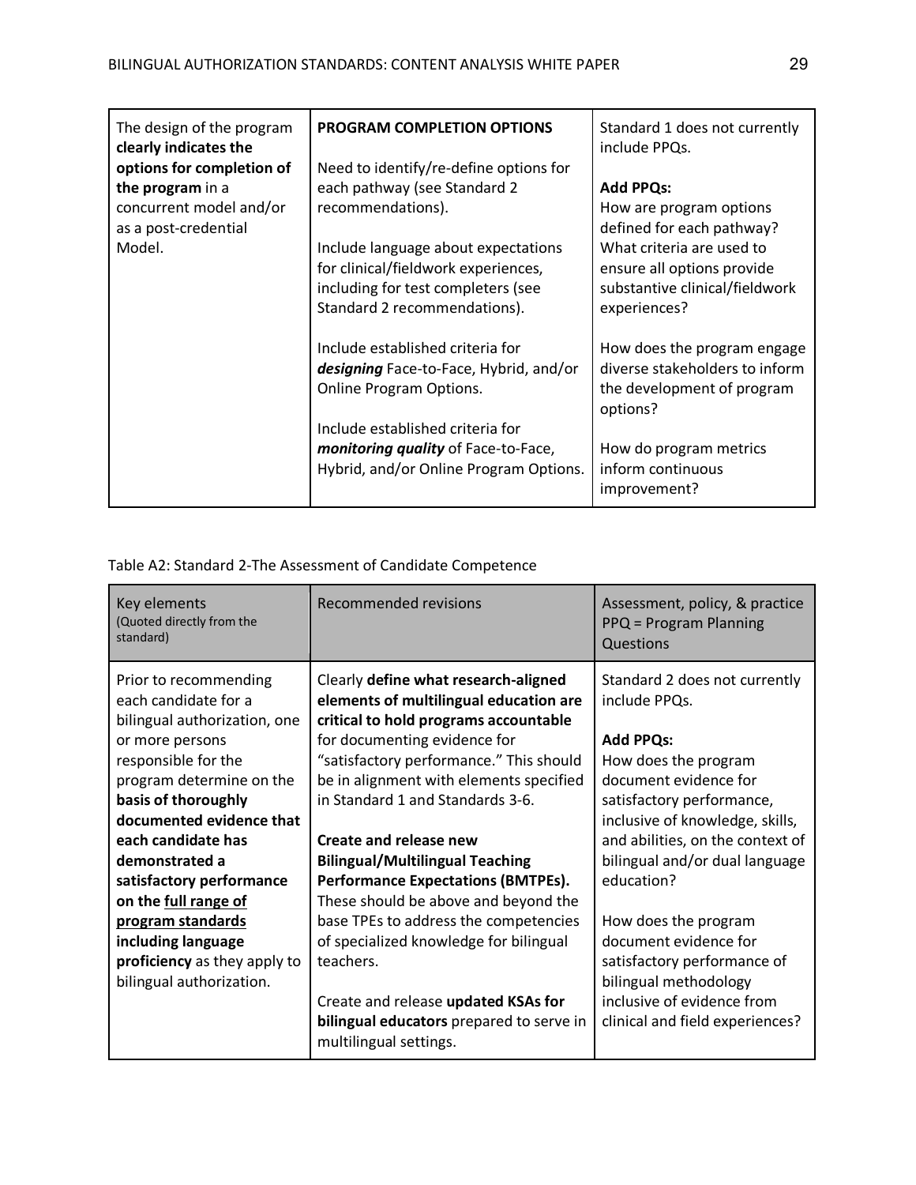| | | |
|---|---|---|
| The design of the program **clearly indicates the options for completion of the program** in a concurrent model and/or as a post-credential Model. | **PROGRAM COMPLETION OPTIONS**<br><br>Need to identify/re-define options for each pathway (see Standard 2 recommendations).<br><br>Include language about expectations for clinical/fieldwork experiences, including for test completers (see Standard 2 recommendations).<br><br>Include established criteria for ***designing*** Face-to-Face, Hybrid, and/or Online Program Options.<br><br>Include established criteria for ***monitoring quality*** of Face-to-Face, Hybrid, and/or Online Program Options. | Standard 1 does not currently include PPQs.<br><br>**Add PPQs:**<br>How are program options defined for each pathway? What criteria are used to ensure all options provide substantive clinical/fieldwork experiences?<br><br>How does the program engage diverse stakeholders to inform the development of program options?<br><br>How do program metrics inform continuous improvement? |

Table A2: Standard 2-The Assessment of Candidate Competence

| Key elements (Quoted directly from the standard) | Recommended revisions | Assessment, policy, & practice PPQ = Program Planning Questions |
|---|---|---|
| Prior to recommending each candidate for a bilingual authorization, one or more persons responsible for the program determine on the **basis of thoroughly documented evidence that each candidate has demonstrated a satisfactory performance on the <u>full range of program standards</u> including language proficiency** as they apply to bilingual authorization. | Clearly **define what research-aligned elements of multilingual education are critical to hold programs accountable** for documenting evidence for "satisfactory performance." This should be in alignment with elements specified in Standard 1 and Standards 3-6.<br><br>**Create and release new Bilingual/Multilingual Teaching Performance Expectations (BMTPEs).** These should be above and beyond the base TPEs to address the competencies of specialized knowledge for bilingual teachers.<br><br>Create and release **updated KSAs for bilingual educators** prepared to serve in multilingual settings. | Standard 2 does not currently include PPQs.<br><br>**Add PPQs:**<br>How does the program document evidence for satisfactory performance, inclusive of knowledge, skills, and abilities, on the context of bilingual and/or dual language education?<br><br>How does the program document evidence for satisfactory performance of bilingual methodology inclusive of evidence from clinical and field experiences? |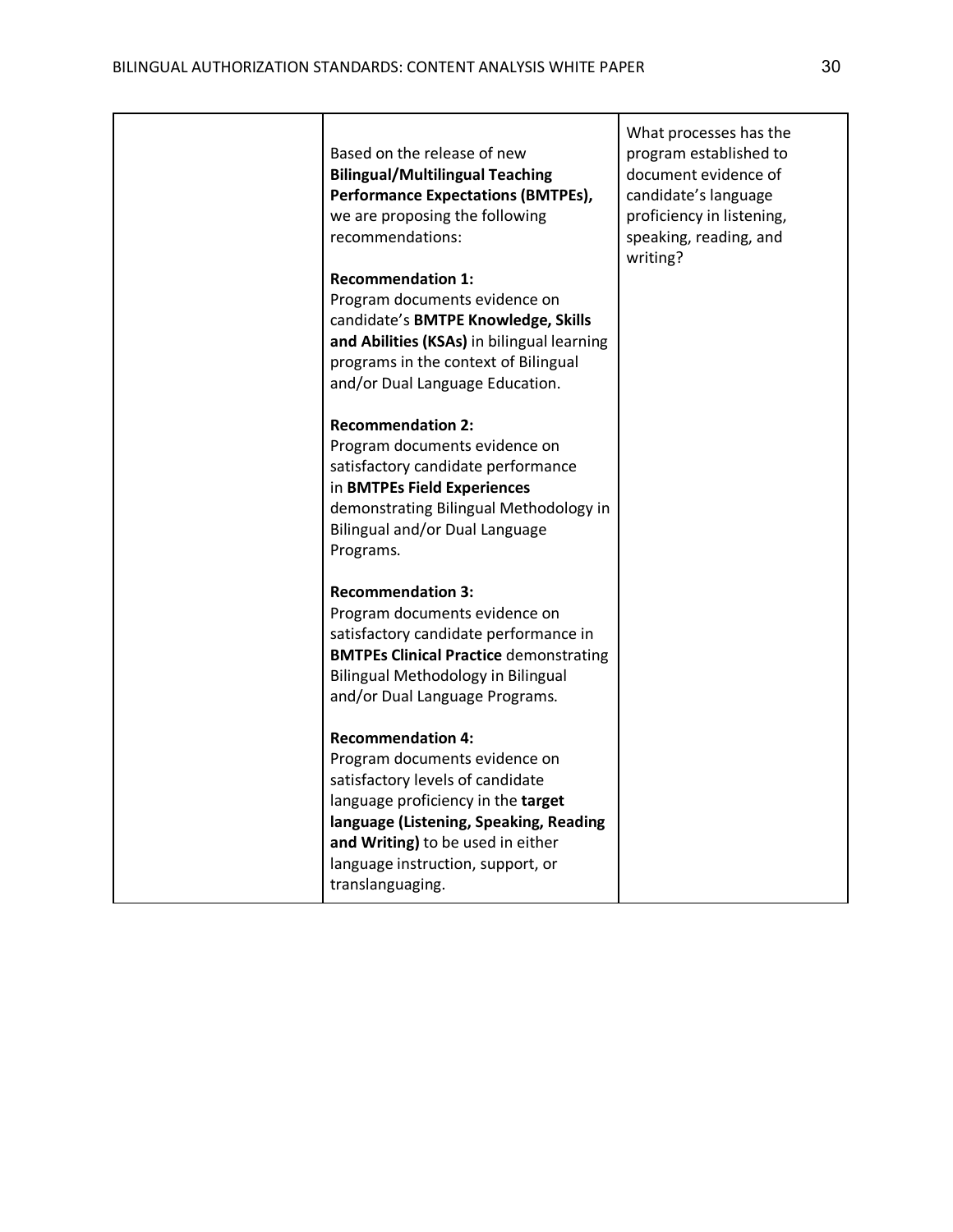|  |  |  |
|---|---|---|
|  | Based on the release of new **Bilingual/Multilingual Teaching Performance Expectations (BMTPEs),** we are proposing the following recommendations:<br><br>**Recommendation 1:**<br>Program documents evidence on candidate's **BMTPE Knowledge, Skills and Abilities (KSAs)** in bilingual learning programs in the context of Bilingual and/or Dual Language Education.<br><br>**Recommendation 2:**<br>Program documents evidence on satisfactory candidate performance in **BMTPEs Field Experiences** demonstrating Bilingual Methodology in Bilingual and/or Dual Language Programs.<br><br>**Recommendation 3:**<br>Program documents evidence on satisfactory candidate performance in **BMTPEs Clinical Practice** demonstrating Bilingual Methodology in Bilingual and/or Dual Language Programs.<br><br>**Recommendation 4:**<br>Program documents evidence on satisfactory levels of candidate language proficiency in the **target language (Listening, Speaking, Reading and Writing)** to be used in either language instruction, support, or translanguaging. | What processes has the program established to document evidence of candidate's language proficiency in listening, speaking, reading, and writing? |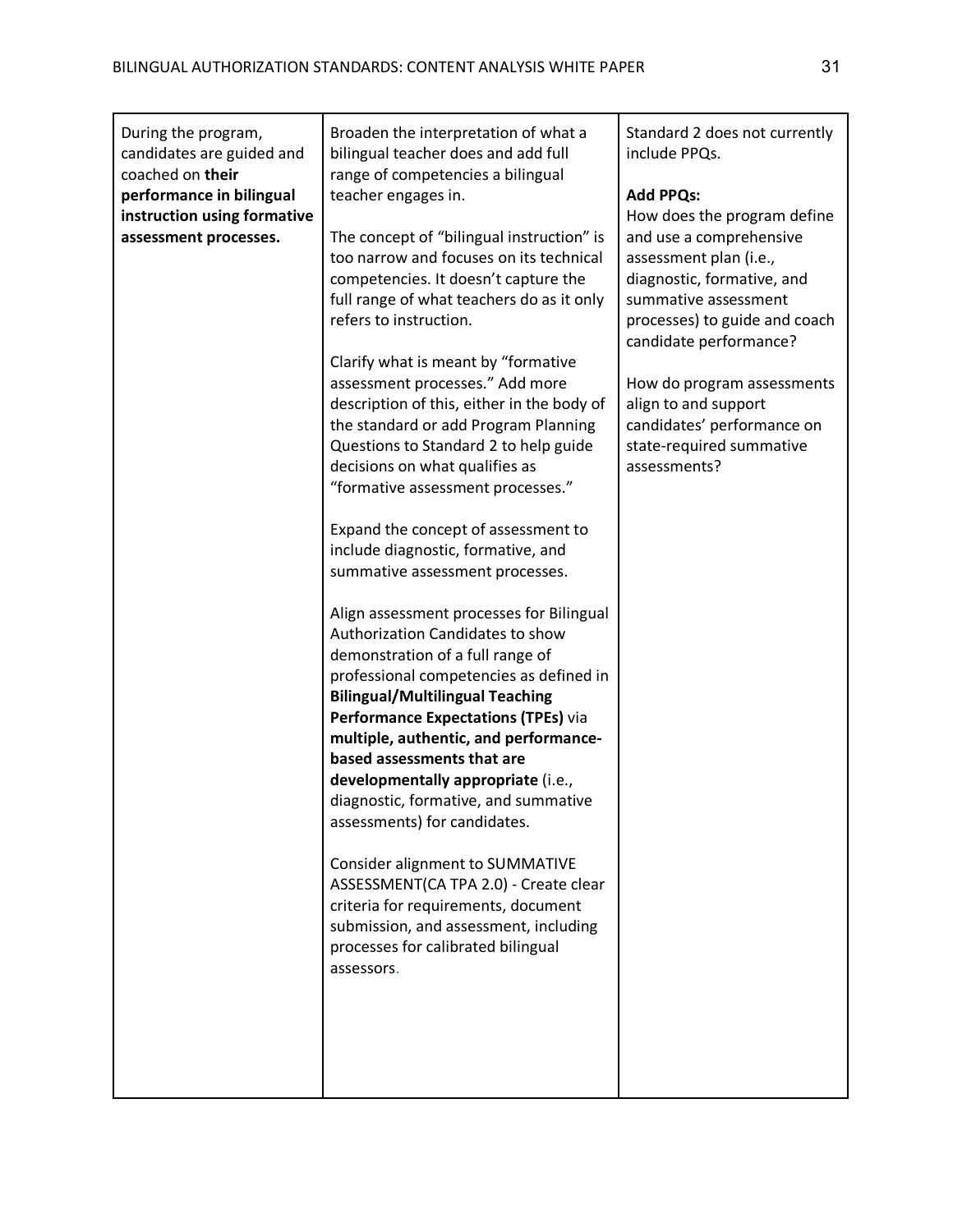| | | |
|---|---|---|
| During the program, candidates are guided and coached on **their performance in bilingual instruction using formative assessment processes.** | Broaden the interpretation of what a bilingual teacher does and add full range of competencies a bilingual teacher engages in.<br><br>The concept of "bilingual instruction" is too narrow and focuses on its technical competencies. It doesn't capture the full range of what teachers do as it only refers to instruction.<br><br>Clarify what is meant by "formative assessment processes." Add more description of this, either in the body of the standard or add Program Planning Questions to Standard 2 to help guide decisions on what qualifies as "formative assessment processes."<br><br>Expand the concept of assessment to include diagnostic, formative, and summative assessment processes.<br><br>Align assessment processes for Bilingual Authorization Candidates to show demonstration of a full range of professional competencies as defined in **Bilingual/Multilingual Teaching Performance Expectations (TPEs)** via **multiple, authentic, and performance-based assessments that are developmentally appropriate** (i.e., diagnostic, formative, and summative assessments) for candidates.<br><br>Consider alignment to SUMMATIVE ASSESSMENT(CA TPA 2.0) - Create clear criteria for requirements, document submission, and assessment, including processes for calibrated bilingual assessors. | Standard 2 does not currently include PPQs.<br><br>**Add PPQs:**<br>How does the program define and use a comprehensive assessment plan (i.e., diagnostic, formative, and summative assessment processes) to guide and coach candidate performance?<br><br>How do program assessments align to and support candidates' performance on state-required summative assessments? |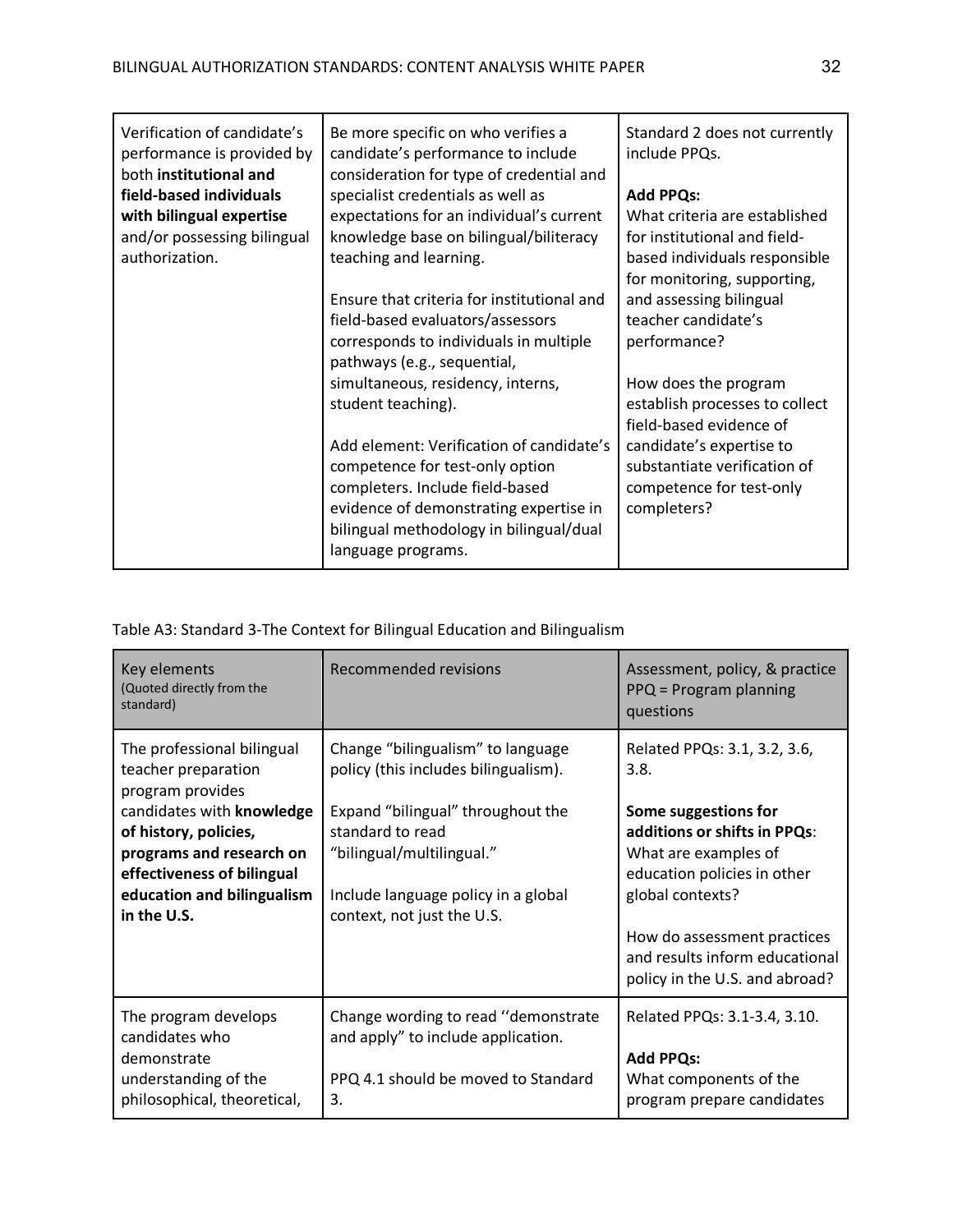| Verification of candidate's performance is provided by both **institutional and field-based individuals with bilingual expertise** and/or possessing bilingual authorization. | Be more specific on who verifies a candidate's performance to include consideration for type of credential and specialist credentials as well as expectations for an individual's current knowledge base on bilingual/biliteracy teaching and learning.<br><br>Ensure that criteria for institutional and field-based evaluators/assessors corresponds to individuals in multiple pathways (e.g., sequential, simultaneous, residency, interns, student teaching).<br><br>Add element: Verification of candidate's competence for test-only option completers. Include field-based evidence of demonstrating expertise in bilingual methodology in bilingual/dual language programs. | Standard 2 does not currently include PPQs.<br><br>**Add PPQs:**<br>What criteria are established for institutional and field-based individuals responsible for monitoring, supporting, and assessing bilingual teacher candidate's performance?<br><br>How does the program establish processes to collect field-based evidence of candidate's expertise to substantiate verification of competence for test-only completers? |
|---|---|---|

Table A3: Standard 3-The Context for Bilingual Education and Bilingualism

| Key elements (Quoted directly from the standard) | Recommended revisions | Assessment, policy, & practice PPQ = Program planning questions |
|---|---|---|
| The professional bilingual teacher preparation program provides candidates with **knowledge of history, policies, programs and research on effectiveness of bilingual education and bilingualism in the U.S.** | Change "bilingualism" to language policy (this includes bilingualism).<br><br>Expand "bilingual" throughout the standard to read "bilingual/multilingual."<br><br>Include language policy in a global context, not just the U.S. | Related PPQs: 3.1, 3.2, 3.6, 3.8.<br><br>**Some suggestions for additions or shifts in PPQs**:<br>What are examples of education policies in other global contexts?<br><br>How do assessment practices and results inform educational policy in the U.S. and abroad? |
| The program develops candidates who demonstrate understanding of the philosophical, theoretical, | Change wording to read ''demonstrate and apply" to include application.<br><br>PPQ 4.1 should be moved to Standard 3. | Related PPQs: 3.1-3.4, 3.10.<br><br>**Add PPQs:**<br>What components of the program prepare candidates |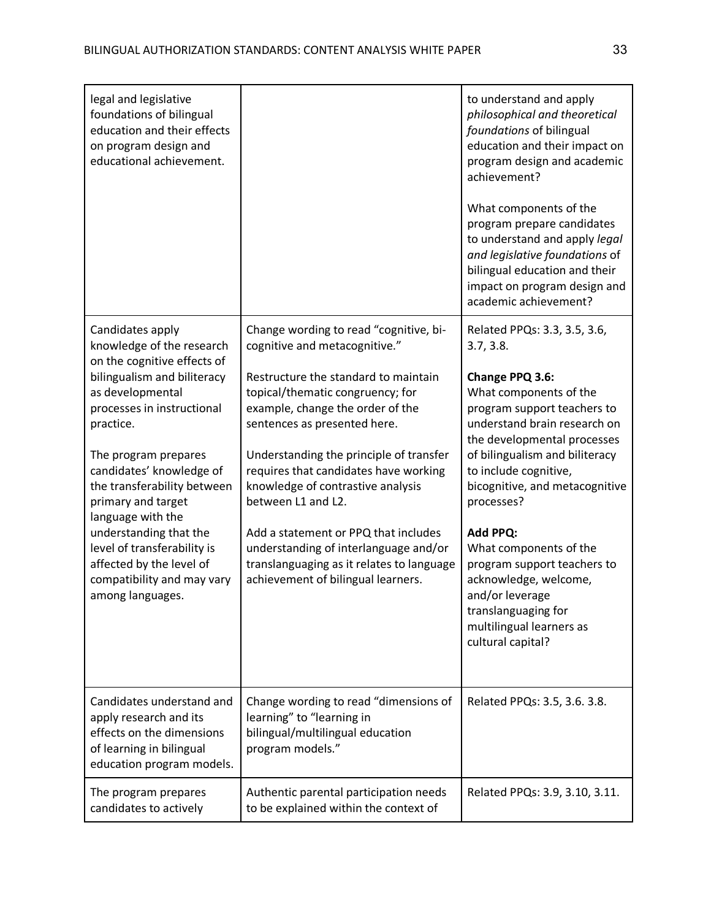| | | |
|---|---|---|
| legal and legislative foundations of bilingual education and their effects on program design and educational achievement. | | to understand and apply *philosophical and theoretical foundations* of bilingual education and their impact on program design and academic achievement?<br><br>What components of the program prepare candidates to understand and apply *legal and legislative foundations* of bilingual education and their impact on program design and academic achievement? |
| Candidates apply knowledge of the research on the cognitive effects of bilingualism and biliteracy as developmental processes in instructional practice.<br><br>The program prepares candidates' knowledge of the transferability between primary and target language with the understanding that the level of transferability is affected by the level of compatibility and may vary among languages. | Change wording to read "cognitive, bi-cognitive and metacognitive."<br><br>Restructure the standard to maintain topical/thematic congruency; for example, change the order of the sentences as presented here.<br><br>Understanding the principle of transfer requires that candidates have working knowledge of contrastive analysis between L1 and L2.<br><br>Add a statement or PPQ that includes understanding of interlanguage and/or translanguaging as it relates to language achievement of bilingual learners. | Related PPQs: 3.3, 3.5, 3.6, 3.7, 3.8.<br><br>**Change PPQ 3.6:**<br>What components of the program support teachers to understand brain research on the developmental processes of bilingualism and biliteracy to include cognitive, bicognitive, and metacognitive processes?<br><br>**Add PPQ:**<br>What components of the program support teachers to acknowledge, welcome, and/or leverage translanguaging for multilingual learners as cultural capital? |
| Candidates understand and apply research and its effects on the dimensions of learning in bilingual education program models. | Change wording to read "dimensions of learning" to "learning in bilingual/multilingual education program models." | Related PPQs: 3.5, 3.6. 3.8. |
| The program prepares candidates to actively | Authentic parental participation needs to be explained within the context of | Related PPQs: 3.9, 3.10, 3.11. |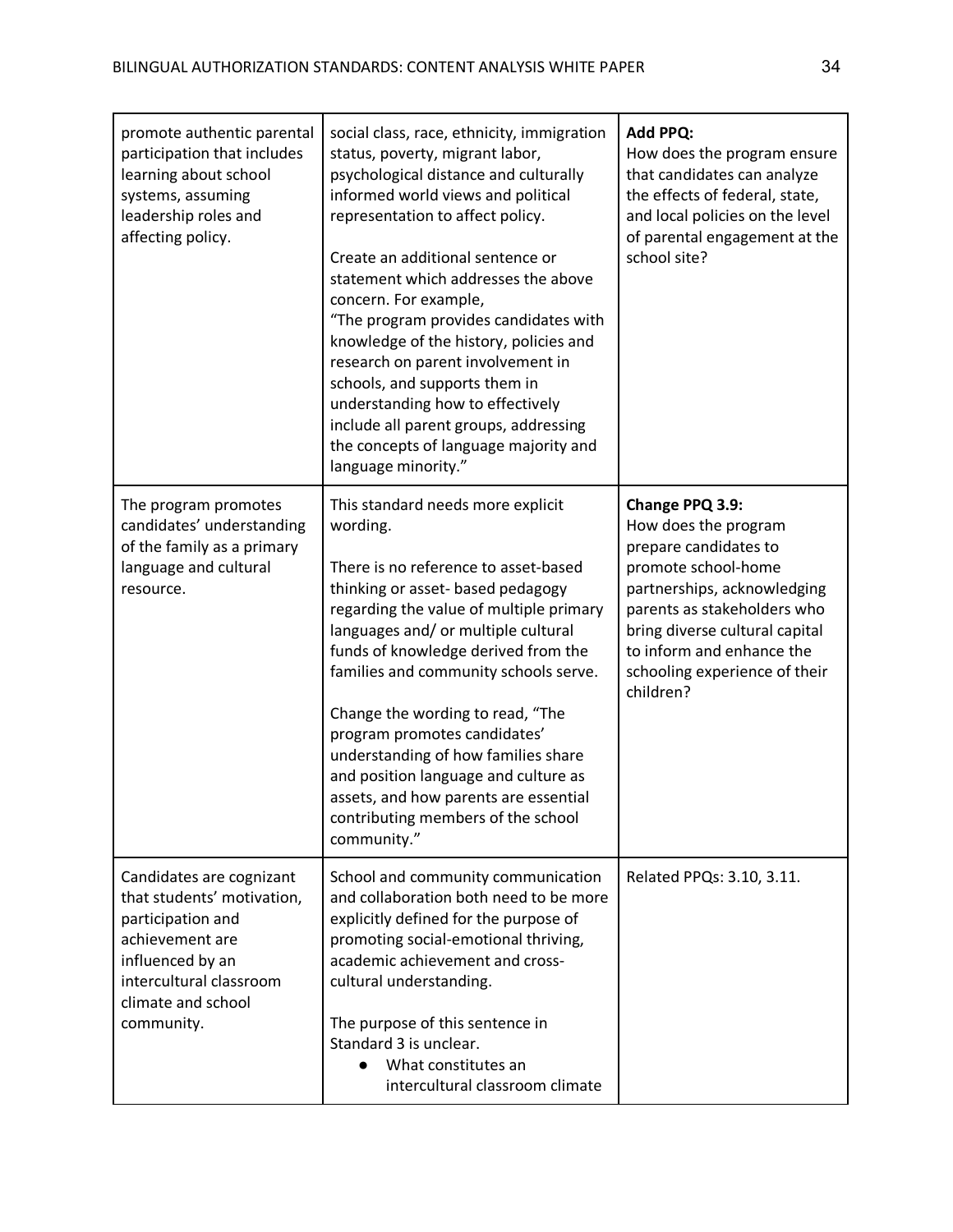| | | |
|---|---|---|
| promote authentic parental participation that includes learning about school systems, assuming leadership roles and affecting policy. | social class, race, ethnicity, immigration status, poverty, migrant labor, psychological distance and culturally informed world views and political representation to affect policy.<br><br>Create an additional sentence or statement which addresses the above concern. For example, "The program provides candidates with knowledge of the history, policies and research on parent involvement in schools, and supports them in understanding how to effectively include all parent groups, addressing the concepts of language majority and language minority." | **Add PPQ:**<br>How does the program ensure that candidates can analyze the effects of federal, state, and local policies on the level of parental engagement at the school site? |
| The program promotes candidates' understanding of the family as a primary language and cultural resource. | This standard needs more explicit wording.<br><br>There is no reference to asset-based thinking or asset- based pedagogy regarding the value of multiple primary languages and/ or multiple cultural funds of knowledge derived from the families and community schools serve.<br><br>Change the wording to read, "The program promotes candidates' understanding of how families share and position language and culture as assets, and how parents are essential contributing members of the school community." | **Change PPQ 3.9:**<br>How does the program prepare candidates to promote school-home partnerships, acknowledging parents as stakeholders who bring diverse cultural capital to inform and enhance the schooling experience of their children? |
| Candidates are cognizant that students' motivation, participation and achievement are influenced by an intercultural classroom climate and school community. | School and community communication and collaboration both need to be more explicitly defined for the purpose of promoting social-emotional thriving, academic achievement and cross-cultural understanding.<br><br>The purpose of this sentence in Standard 3 is unclear.<br>● What constitutes an intercultural classroom climate | Related PPQs: 3.10, 3.11. |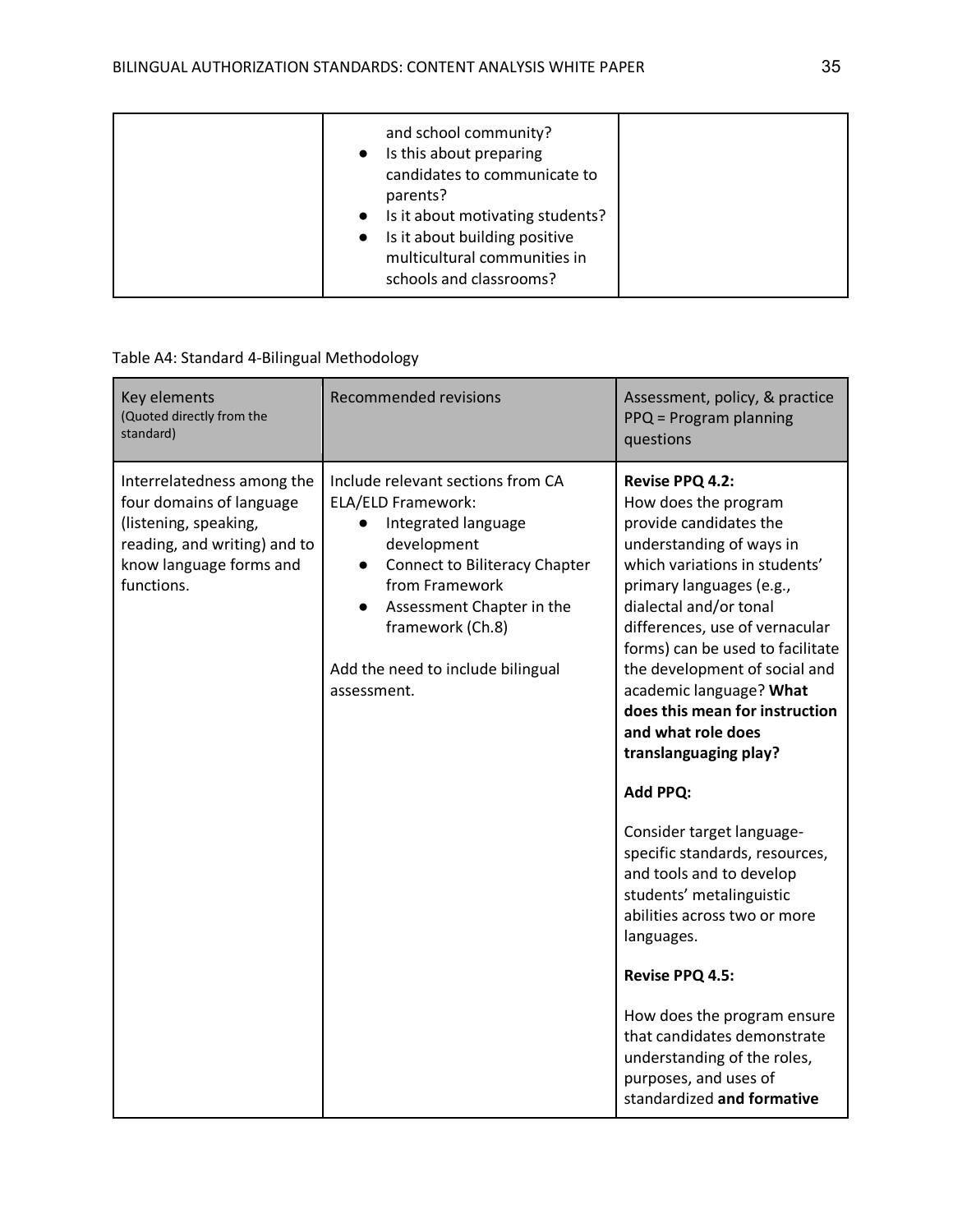| | | |
|---|---|---|
| | and school community?<br>● Is this about preparing candidates to communicate to parents?<br>● Is it about motivating students?<br>● Is it about building positive multicultural communities in schools and classrooms? | |

Table A4: Standard 4-Bilingual Methodology

| Key elements (Quoted directly from the standard) | Recommended revisions | Assessment, policy, & practice PPQ = Program planning questions |
|---|---|---|
| Interrelatedness among the four domains of language (listening, speaking, reading, and writing) and to know language forms and functions. | Include relevant sections from CA ELA/ELD Framework:<br>● Integrated language development<br>● Connect to Biliteracy Chapter from Framework<br>● Assessment Chapter in the framework (Ch.8)<br><br>Add the need to include bilingual assessment. | **Revise PPQ 4.2:**<br>How does the program provide candidates the understanding of ways in which variations in students' primary languages (e.g., dialectal and/or tonal differences, use of vernacular forms) can be used to facilitate the development of social and academic language? **What does this mean for instruction and what role does translanguaging play?**<br><br>**Add PPQ:**<br><br>Consider target language-specific standards, resources, and tools and to develop students' metalinguistic abilities across two or more languages.<br><br>**Revise PPQ 4.5:**<br><br>How does the program ensure that candidates demonstrate understanding of the roles, purposes, and uses of standardized **and formative** |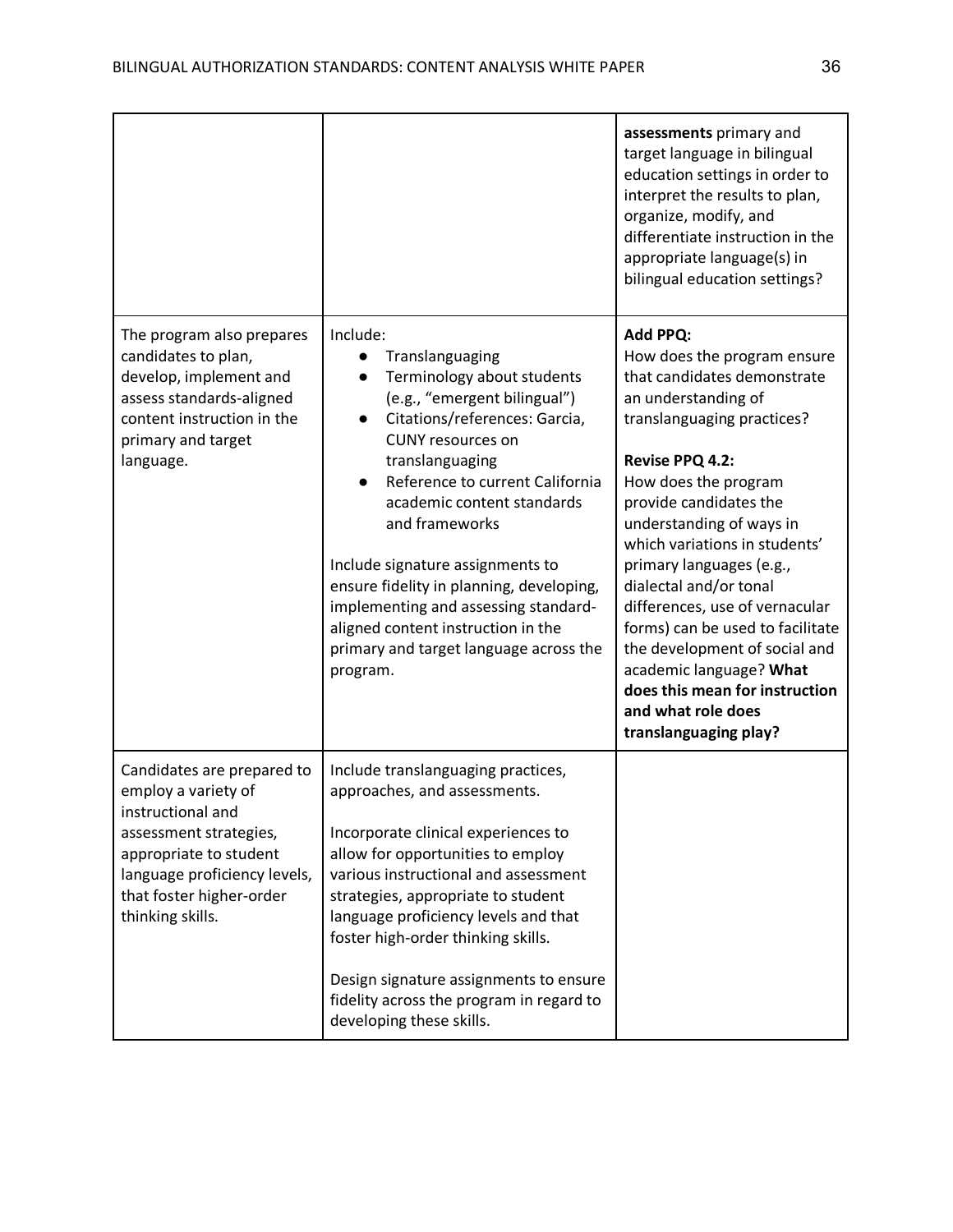| | | |
|---|---|---|
| | | **assessments** primary and target language in bilingual education settings in order to interpret the results to plan, organize, modify, and differentiate instruction in the appropriate language(s) in bilingual education settings? |
| The program also prepares candidates to plan, develop, implement and assess standards-aligned content instruction in the primary and target language. | Include:<br>● Translanguaging<br>● Terminology about students (e.g., "emergent bilingual")<br>● Citations/references: Garcia, CUNY resources on translanguaging<br>● Reference to current California academic content standards and frameworks<br><br>Include signature assignments to ensure fidelity in planning, developing, implementing and assessing standard-aligned content instruction in the primary and target language across the program. | **Add PPQ:**<br>How does the program ensure that candidates demonstrate an understanding of translanguaging practices?<br><br>**Revise PPQ 4.2:**<br>How does the program provide candidates the understanding of ways in which variations in students' primary languages (e.g., dialectal and/or tonal differences, use of vernacular forms) can be used to facilitate the development of social and academic language? **What does this mean for instruction and what role does translanguaging play?** |
| Candidates are prepared to employ a variety of instructional and assessment strategies, appropriate to student language proficiency levels, that foster higher-order thinking skills. | Include translanguaging practices, approaches, and assessments.<br><br>Incorporate clinical experiences to allow for opportunities to employ various instructional and assessment strategies, appropriate to student language proficiency levels and that foster high-order thinking skills.<br><br>Design signature assignments to ensure fidelity across the program in regard to developing these skills. | |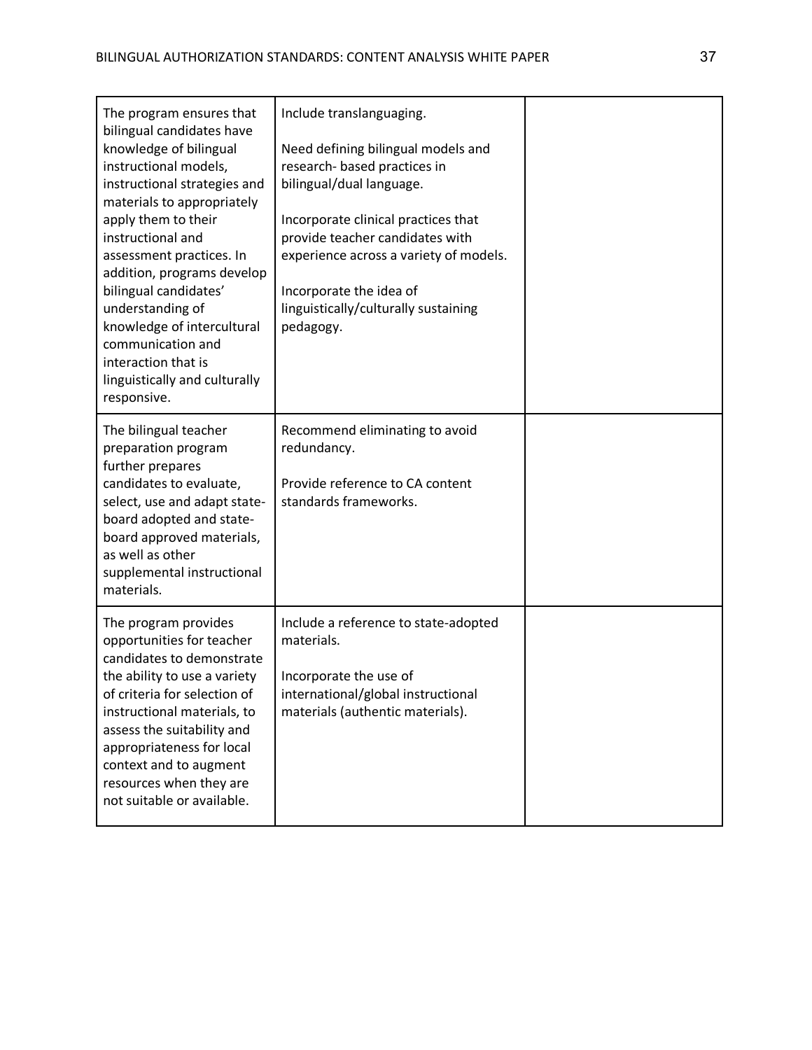| | | |
|---|---|---|
| The program ensures that bilingual candidates have knowledge of bilingual instructional models, instructional strategies and materials to appropriately apply them to their instructional and assessment practices. In addition, programs develop bilingual candidates' understanding of knowledge of intercultural communication and interaction that is linguistically and culturally responsive. | Include translanguaging.<br><br>Need defining bilingual models and research- based practices in bilingual/dual language.<br><br>Incorporate clinical practices that provide teacher candidates with experience across a variety of models.<br><br>Incorporate the idea of linguistically/culturally sustaining pedagogy. | |
| The bilingual teacher preparation program further prepares candidates to evaluate, select, use and adapt state-board adopted and state-board approved materials, as well as other supplemental instructional materials. | Recommend eliminating to avoid redundancy.<br><br>Provide reference to CA content standards frameworks. | |
| The program provides opportunities for teacher candidates to demonstrate the ability to use a variety of criteria for selection of instructional materials, to assess the suitability and appropriateness for local context and to augment resources when they are not suitable or available. | Include a reference to state-adopted materials.<br><br>Incorporate the use of international/global instructional materials (authentic materials). | |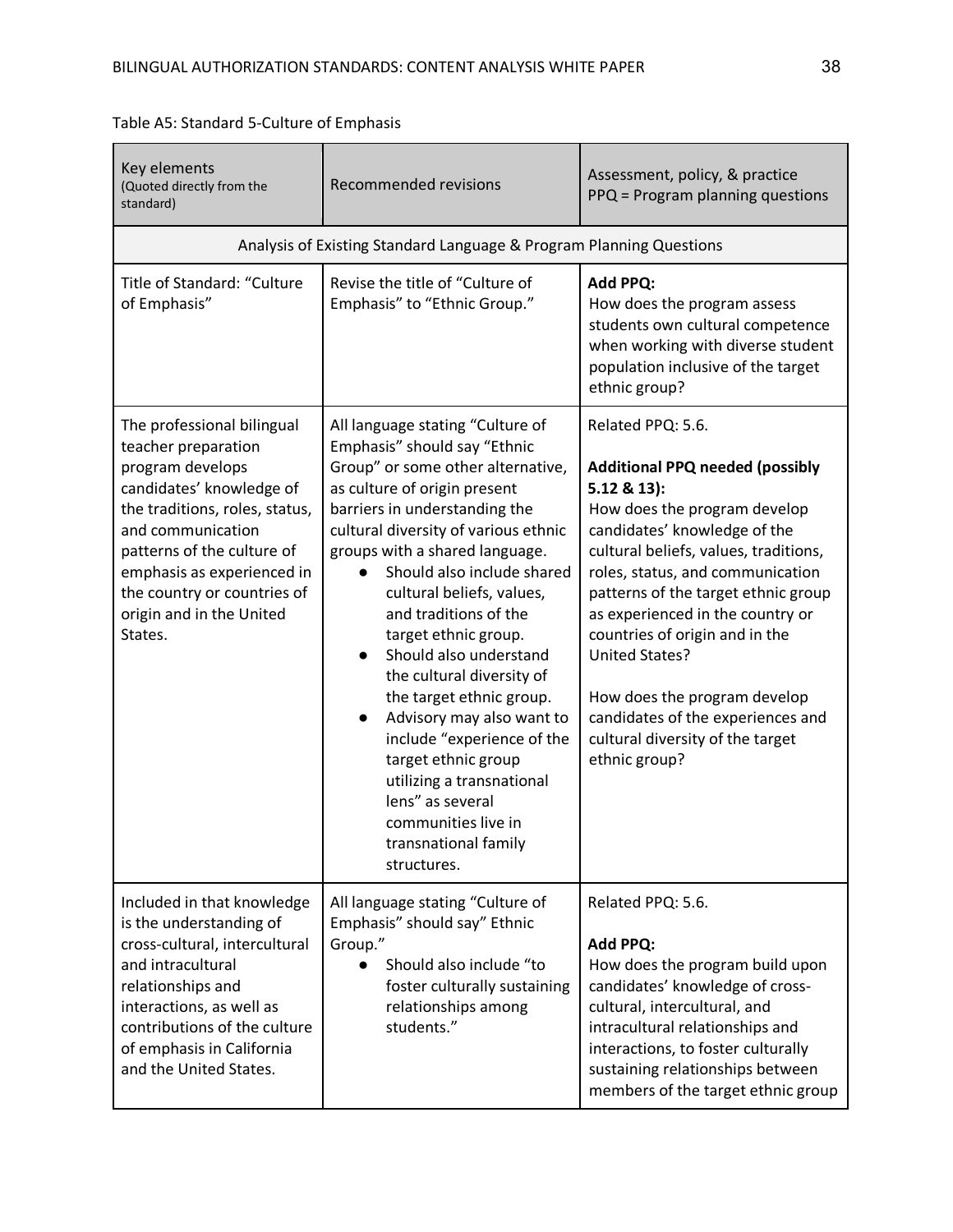Table A5: Standard 5-Culture of Emphasis

| Key elements (Quoted directly from the standard) | Recommended revisions | Assessment, policy, & practice PPQ = Program planning questions |
|---|---|---|
| Analysis of Existing Standard Language & Program Planning Questions | | |
| Title of Standard: "Culture of Emphasis" | Revise the title of "Culture of Emphasis" to "Ethnic Group." | **Add PPQ:** How does the program assess students own cultural competence when working with diverse student population inclusive of the target ethnic group? |
| The professional bilingual teacher preparation program develops candidates' knowledge of the traditions, roles, status, and communication patterns of the culture of emphasis as experienced in the country or countries of origin and in the United States. | All language stating "Culture of Emphasis" should say "Ethnic Group" or some other alternative, as culture of origin present barriers in understanding the cultural diversity of various ethnic groups with a shared language. <br>● Should also include shared cultural beliefs, values, and traditions of the target ethnic group. <br>● Should also understand the cultural diversity of the target ethnic group. <br>● Advisory may also want to include "experience of the target ethnic group utilizing a transnational lens" as several communities live in transnational family structures. | Related PPQ: 5.6. <br><br>**Additional PPQ needed (possibly 5.12 & 13):** How does the program develop candidates' knowledge of the cultural beliefs, values, traditions, roles, status, and communication patterns of the target ethnic group as experienced in the country or countries of origin and in the United States? <br><br>How does the program develop candidates of the experiences and cultural diversity of the target ethnic group? |
| Included in that knowledge is the understanding of cross-cultural, intercultural and intracultural relationships and interactions, as well as contributions of the culture of emphasis in California and the United States. | All language stating "Culture of Emphasis" should say" Ethnic Group." <br>● Should also include "to foster culturally sustaining relationships among students." | Related PPQ: 5.6. <br><br>**Add PPQ:** How does the program build upon candidates' knowledge of cross-cultural, intercultural, and intracultural relationships and interactions, to foster culturally sustaining relationships between members of the target ethnic group |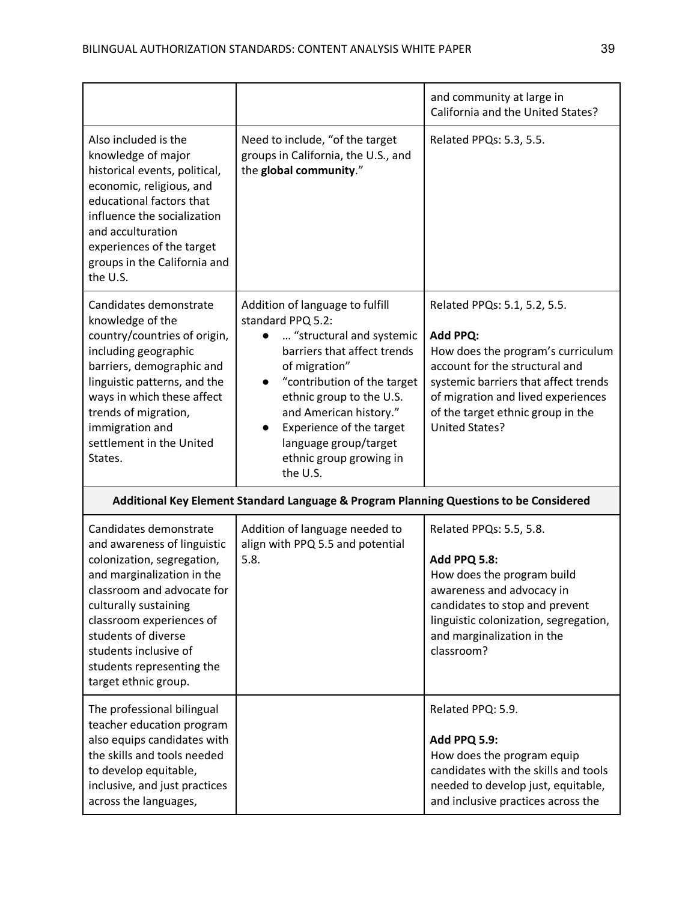| | | |
|---|---|---|
| | | and community at large in California and the United States? |
| Also included is the knowledge of major historical events, political, economic, religious, and educational factors that influence the socialization and acculturation experiences of the target groups in the California and the U.S. | Need to include, "of the target groups in California, the U.S., and the **global community**." | Related PPQs: 5.3, 5.5. |
| Candidates demonstrate knowledge of the country/countries of origin, including geographic barriers, demographic and linguistic patterns, and the ways in which these affect trends of migration, immigration and settlement in the United States. | Addition of language to fulfill standard PPQ 5.2:<br>● … "structural and systemic barriers that affect trends of migration"<br>● "contribution of the target ethnic group to the U.S. and American history."<br>● Experience of the target language group/target ethnic group growing in the U.S. | Related PPQs: 5.1, 5.2, 5.5.<br><br>**Add PPQ:**<br>How does the program's curriculum account for the structural and systemic barriers that affect trends of migration and lived experiences of the target ethnic group in the United States? |
| **Additional Key Element Standard Language & Program Planning Questions to be Considered** | | |
| Candidates demonstrate and awareness of linguistic colonization, segregation, and marginalization in the classroom and advocate for culturally sustaining classroom experiences of students of diverse students inclusive of students representing the target ethnic group. | Addition of language needed to align with PPQ 5.5 and potential 5.8. | Related PPQs: 5.5, 5.8.<br><br>**Add PPQ 5.8:**<br>How does the program build awareness and advocacy in candidates to stop and prevent linguistic colonization, segregation, and marginalization in the classroom? |
| The professional bilingual teacher education program also equips candidates with the skills and tools needed to develop equitable, inclusive, and just practices across the languages, | | Related PPQ: 5.9.<br><br>**Add PPQ 5.9:**<br>How does the program equip candidates with the skills and tools needed to develop just, equitable, and inclusive practices across the |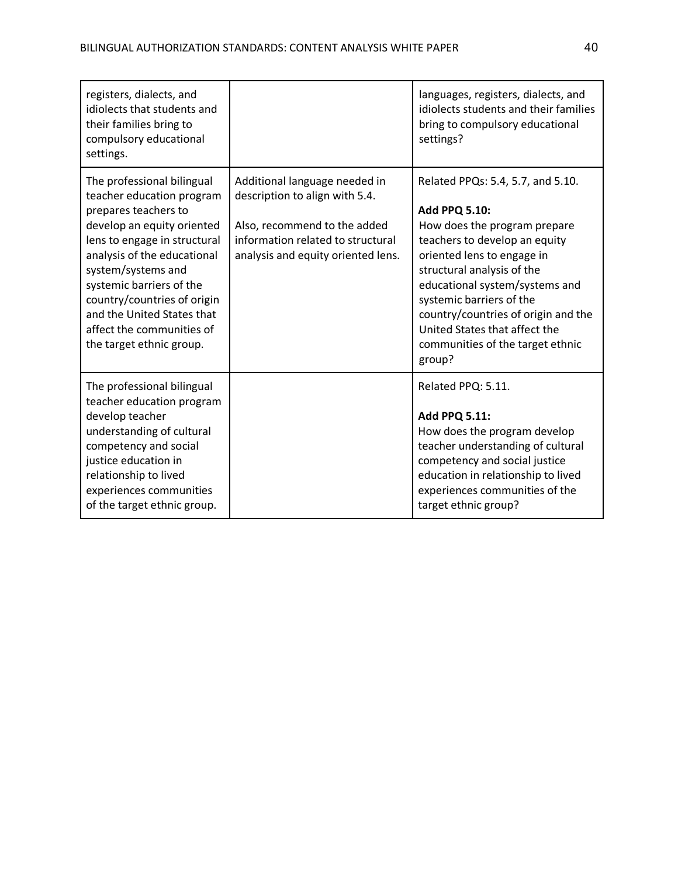| | | |
|---|---|---|
| registers, dialects, and idiolects that students and their families bring to compulsory educational settings. | | languages, registers, dialects, and idiolects students and their families bring to compulsory educational settings? |
| The professional bilingual teacher education program prepares teachers to develop an equity oriented lens to engage in structural analysis of the educational system/systems and systemic barriers of the country/countries of origin and the United States that affect the communities of the target ethnic group. | Additional language needed in description to align with 5.4.<br><br>Also, recommend to the added information related to structural analysis and equity oriented lens. | Related PPQs: 5.4, 5.7, and 5.10.<br><br>**Add PPQ 5.10:**<br>How does the program prepare teachers to develop an equity oriented lens to engage in structural analysis of the educational system/systems and systemic barriers of the country/countries of origin and the United States that affect the communities of the target ethnic group? |
| The professional bilingual teacher education program develop teacher understanding of cultural competency and social justice education in relationship to lived experiences communities of the target ethnic group. | | Related PPQ: 5.11.<br><br>**Add PPQ 5.11:**<br>How does the program develop teacher understanding of cultural competency and social justice education in relationship to lived experiences communities of the target ethnic group? |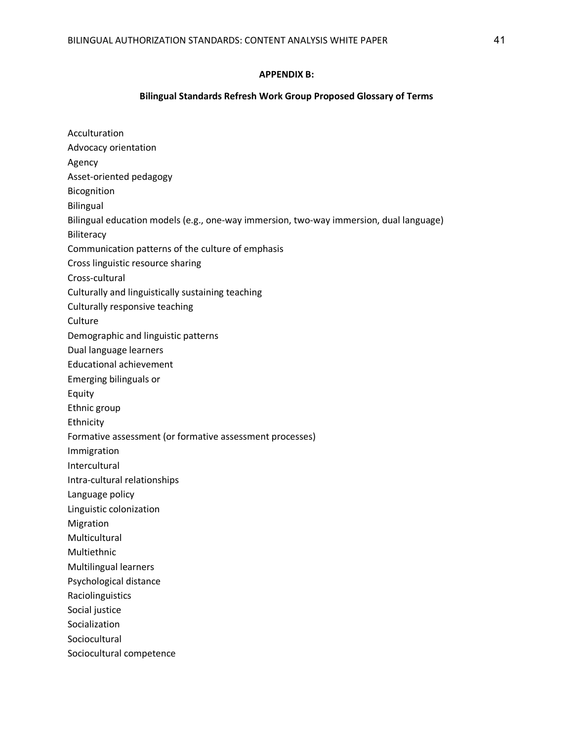**APPENDIX B:**

**Bilingual Standards Refresh Work Group Proposed Glossary of Terms**

Acculturation
Advocacy orientation
Agency
Asset-oriented pedagogy
Bicognition
Bilingual
Bilingual education models (e.g., one-way immersion, two-way immersion, dual language)
Biliteracy
Communication patterns of the culture of emphasis
Cross linguistic resource sharing
Cross-cultural
Culturally and linguistically sustaining teaching
Culturally responsive teaching
Culture
Demographic and linguistic patterns
Dual language learners
Educational achievement
Emerging bilinguals or
Equity
Ethnic group
Ethnicity
Formative assessment (or formative assessment processes)
Immigration
Intercultural
Intra-cultural relationships
Language policy
Linguistic colonization
Migration
Multicultural
Multiethnic
Multilingual learners
Psychological distance
Raciolinguistics
Social justice
Socialization
Sociocultural
Sociocultural competence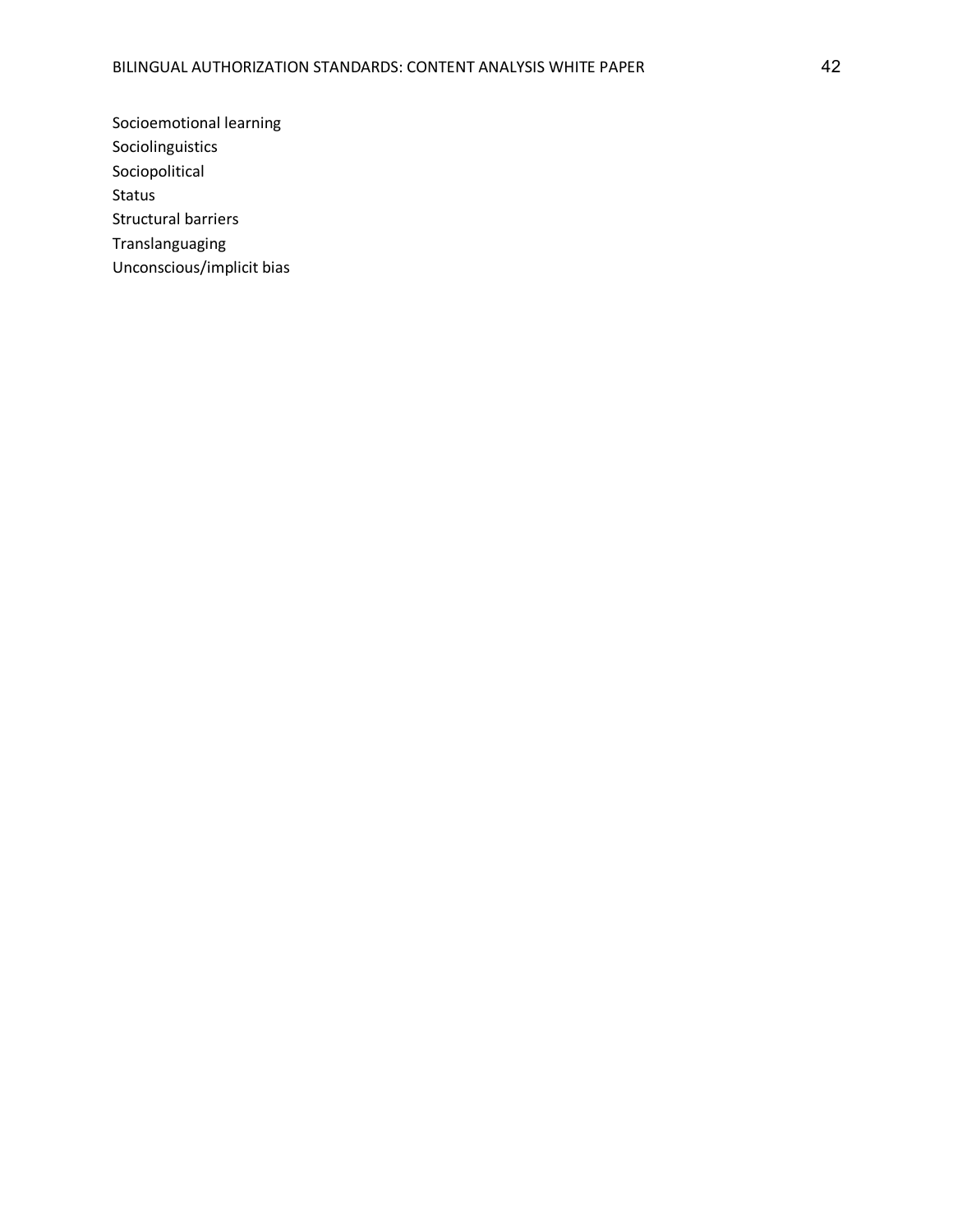Socioemotional learning
Sociolinguistics
Sociopolitical
Status
Structural barriers
Translanguaging
Unconscious/implicit bias